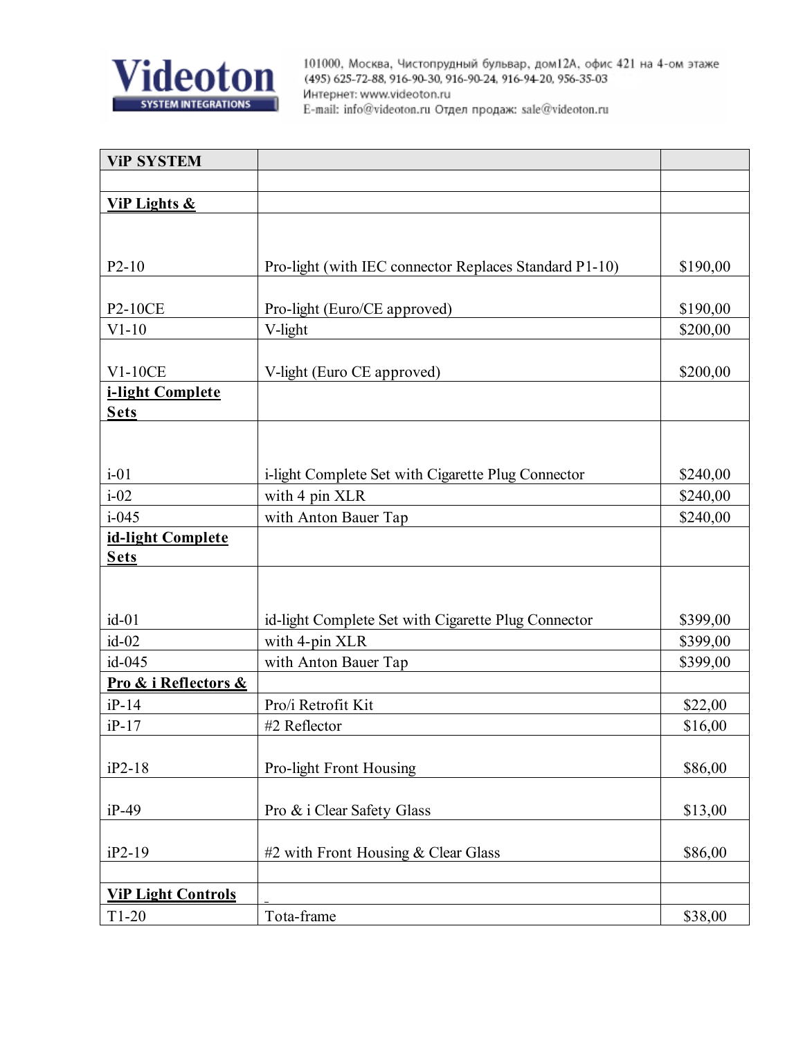**Videoton** SYSTEM INTEGRATIONS

101000, Москва, Чистопрудный бульвар, дом12А, офис 421 на 4-ом этаже
(495) 625-72-88, 916-90-30, 916-90-24, 916-94-20, 956-35-03
Интернет: www.videoton.ru
E-mail: info@videoton.ru Отдел продаж: sale@videoton.ru

| **ViP SYSTEM** | | |
|---|---|---|
| | | |
| **ViP Lights &** | | |
| P2-10 | Pro-light (with IEC connector Replaces Standard P1-10) | $190,00 |
| P2-10CE | Pro-light (Euro/CE approved) | $190,00 |
| V1-10 | V-light | $200,00 |
| V1-10CE | V-light (Euro CE approved) | $200,00 |
| **i-light Complete Sets** | | |
| i-01 | i-light Complete Set with Cigarette Plug Connector | $240,00 |
| i-02 | with 4 pin XLR | $240,00 |
| i-045 | with Anton Bauer Tap | $240,00 |
| **id-light Complete Sets** | | |
| id-01 | id-light Complete Set with Cigarette Plug Connector | $399,00 |
| id-02 | with 4-pin XLR | $399,00 |
| id-045 | with Anton Bauer Tap | $399,00 |
| **Pro & i Reflectors &** | | |
| iP-14 | Pro/i Retrofit Kit | $22,00 |
| iP-17 | #2 Reflector | $16,00 |
| iP2-18 | Pro-light Front Housing | $86,00 |
| iP-49 | Pro & i Clear Safety Glass | $13,00 |
| iP2-19 | #2 with Front Housing & Clear Glass | $86,00 |
| | | |
| **ViP Light Controls** | | |
| T1-20 | Tota-frame | $38,00 |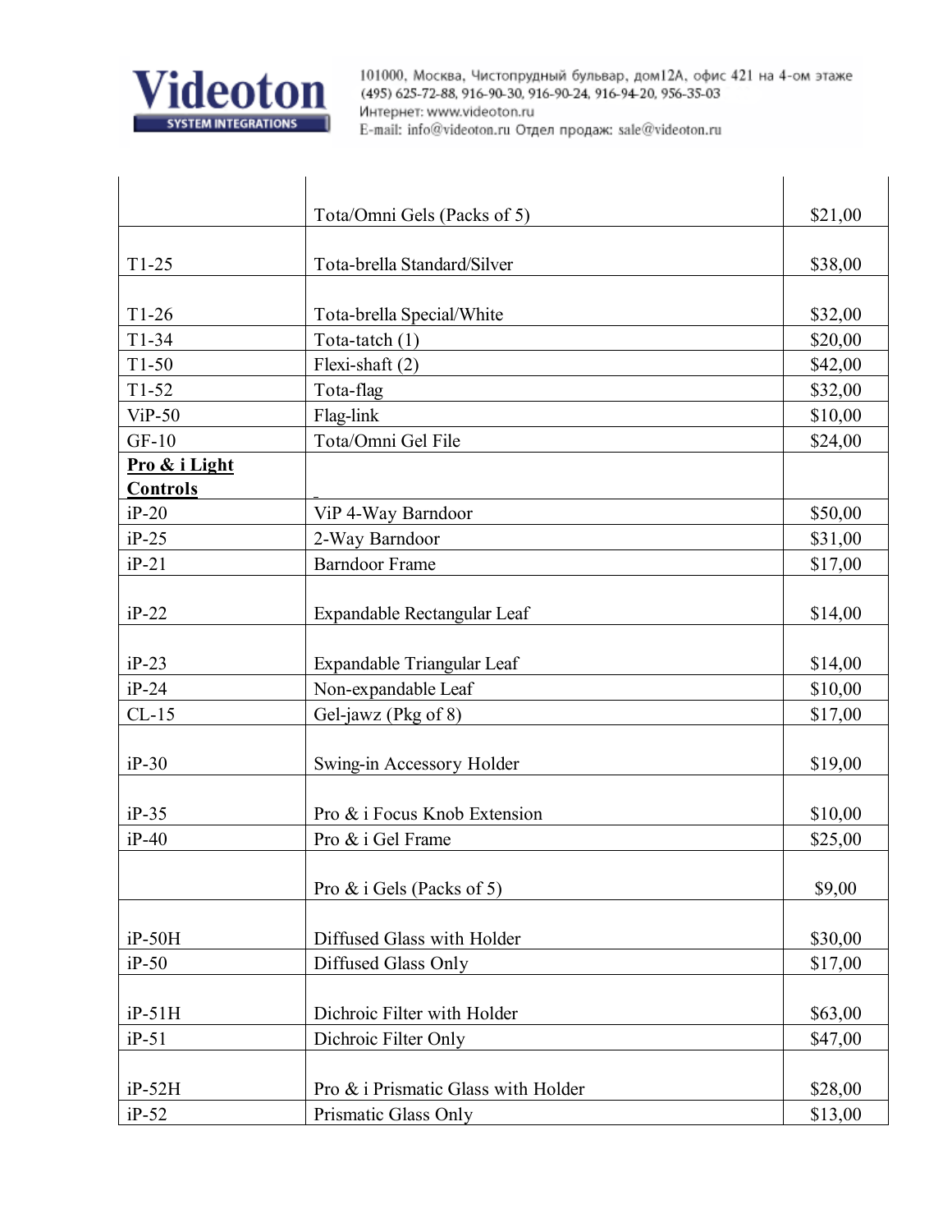| | | |
|---|---|---|
| | Tota/Omni Gels (Packs of 5) | $21,00 |
| T1-25 | Tota-brella Standard/Silver | $38,00 |
| T1-26 | Tota-brella Special/White | $32,00 |
| T1-34 | Tota-tatch (1) | $20,00 |
| T1-50 | Flexi-shaft (2) | $42,00 |
| T1-52 | Tota-flag | $32,00 |
| ViP-50 | Flag-link | $10,00 |
| GF-10 | Tota/Omni Gel File | $24,00 |
| **Pro & i Light Controls** | | |
| iP-20 | ViP 4-Way Barndoor | $50,00 |
| iP-25 | 2-Way Barndoor | $31,00 |
| iP-21 | Barndoor Frame | $17,00 |
| iP-22 | Expandable Rectangular Leaf | $14,00 |
| iP-23 | Expandable Triangular Leaf | $14,00 |
| iP-24 | Non-expandable Leaf | $10,00 |
| CL-15 | Gel-jawz (Pkg of 8) | $17,00 |
| iP-30 | Swing-in Accessory Holder | $19,00 |
| iP-35 | Pro & i Focus Knob Extension | $10,00 |
| iP-40 | Pro & i Gel Frame | $25,00 |
| | Pro & i Gels (Packs of 5) | $9,00 |
| iP-50H | Diffused Glass with Holder | $30,00 |
| iP-50 | Diffused Glass Only | $17,00 |
| iP-51H | Dichroic Filter with Holder | $63,00 |
| iP-51 | Dichroic Filter Only | $47,00 |
| iP-52H | Pro & i Prismatic Glass with Holder | $28,00 |
| iP-52 | Prismatic Glass Only | $13,00 |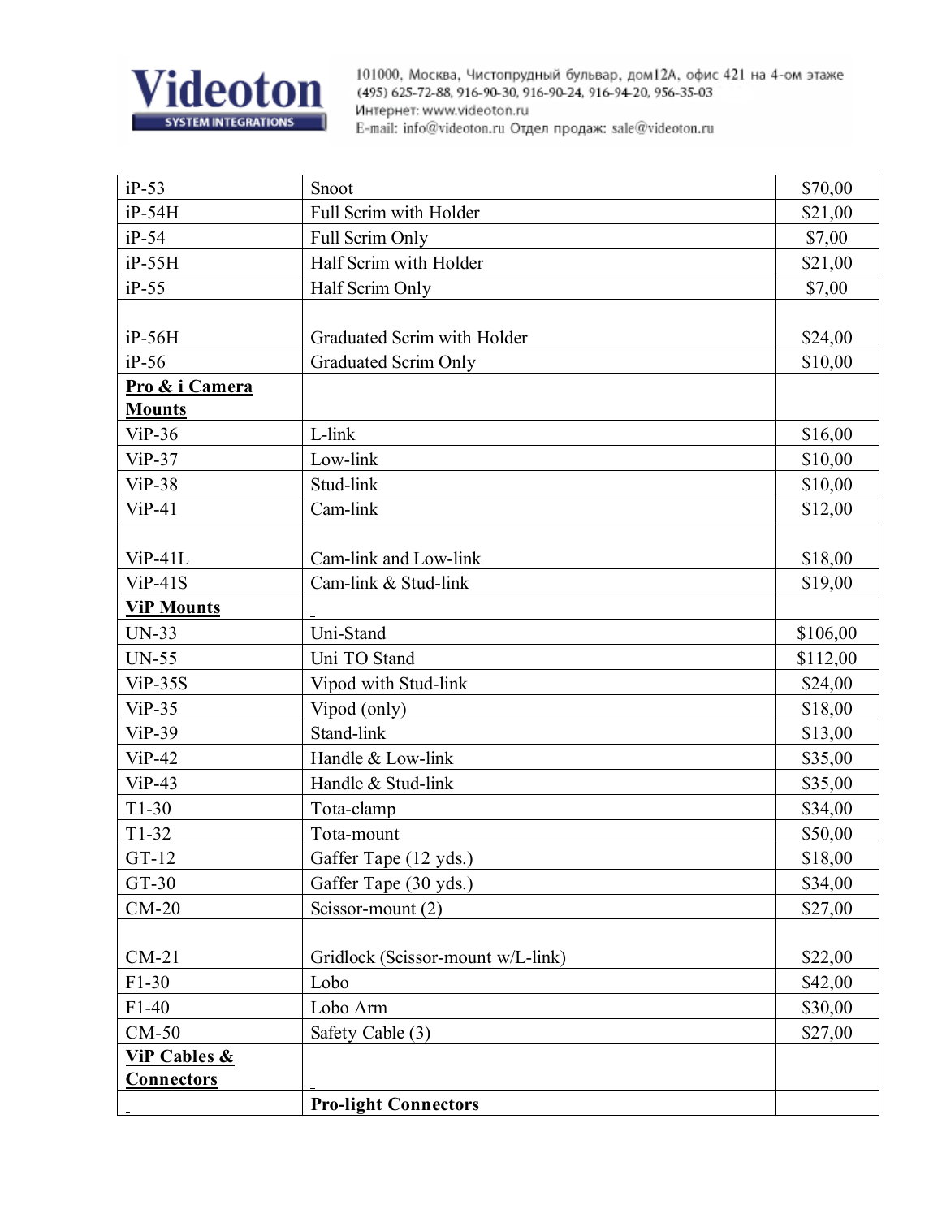| | | |
|---|---|---|
| iP-53 | Snoot | $70,00 |
| iP-54H | Full Scrim with Holder | $21,00 |
| iP-54 | Full Scrim Only | $7,00 |
| iP-55H | Half Scrim with Holder | $21,00 |
| iP-55 | Half Scrim Only | $7,00 |
| iP-56H | Graduated Scrim with Holder | $24,00 |
| iP-56 | Graduated Scrim Only | $10,00 |
| **Pro & i Camera Mounts** | | |
| ViP-36 | L-link | $16,00 |
| ViP-37 | Low-link | $10,00 |
| ViP-38 | Stud-link | $10,00 |
| ViP-41 | Cam-link | $12,00 |
| ViP-41L | Cam-link and Low-link | $18,00 |
| ViP-41S | Cam-link & Stud-link | $19,00 |
| **ViP Mounts** | | |
| UN-33 | Uni-Stand | $106,00 |
| UN-55 | Uni TO Stand | $112,00 |
| ViP-35S | Vipod with Stud-link | $24,00 |
| ViP-35 | Vipod (only) | $18,00 |
| ViP-39 | Stand-link | $13,00 |
| ViP-42 | Handle & Low-link | $35,00 |
| ViP-43 | Handle & Stud-link | $35,00 |
| T1-30 | Tota-clamp | $34,00 |
| T1-32 | Tota-mount | $50,00 |
| GT-12 | Gaffer Tape (12 yds.) | $18,00 |
| GT-30 | Gaffer Tape (30 yds.) | $34,00 |
| CM-20 | Scissor-mount (2) | $27,00 |
| CM-21 | Gridlock (Scissor-mount w/L-link) | $22,00 |
| F1-30 | Lobo | $42,00 |
| F1-40 | Lobo Arm | $30,00 |
| CM-50 | Safety Cable (3) | $27,00 |
| **ViP Cables & Connectors** | | |
| | **Pro-light Connectors** | |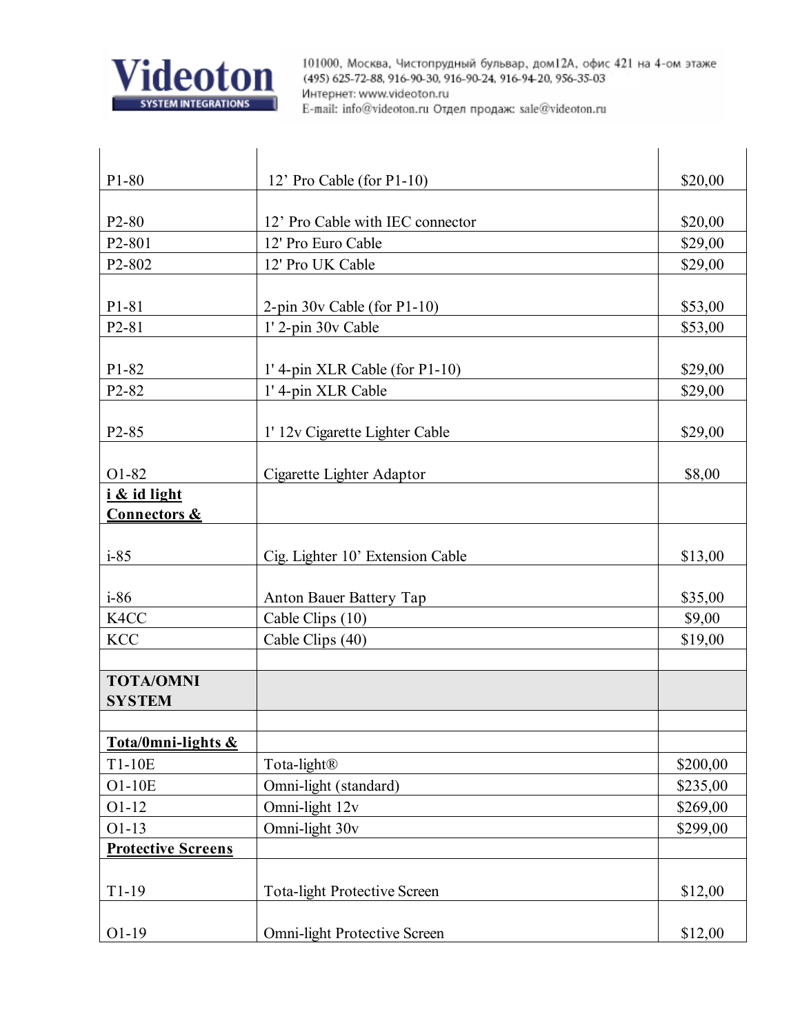| | | |
|---|---|---|
| P1-80 | 12’ Pro Cable (for P1-10) | $20,00 |
| P2-80 | 12’ Pro Cable with IEC connector | $20,00 |
| P2-801 | 12' Pro Euro Cable | $29,00 |
| P2-802 | 12' Pro UK Cable | $29,00 |
| P1-81 | 2-pin 30v Cable (for P1-10) | $53,00 |
| P2-81 | 1' 2-pin 30v Cable | $53,00 |
| P1-82 | 1' 4-pin XLR Cable (for P1-10) | $29,00 |
| P2-82 | 1' 4-pin XLR Cable | $29,00 |
| P2-85 | 1' 12v Cigarette Lighter Cable | $29,00 |
| O1-82 | Cigarette Lighter Adaptor | $8,00 |
| **i & id light Connectors &** | | |
| i-85 | Cig. Lighter 10’ Extension Cable | $13,00 |
| i-86 | Anton Bauer Battery Tap | $35,00 |
| K4CC | Cable Clips (10) | $9,00 |
| KCC | Cable Clips (40) | $19,00 |
| | | |
| **TOTA/OMNI SYSTEM** | | |
| | | |
| **Tota/0mni-lights &** | | |
| T1-10E | Tota-light® | $200,00 |
| O1-10E | Omni-light (standard) | $235,00 |
| O1-12 | Omni-light 12v | $269,00 |
| O1-13 | Omni-light 30v | $299,00 |
| **Protective Screens** | | |
| T1-19 | Tota-light Protective Screen | $12,00 |
| O1-19 | Omni-light Protective Screen | $12,00 |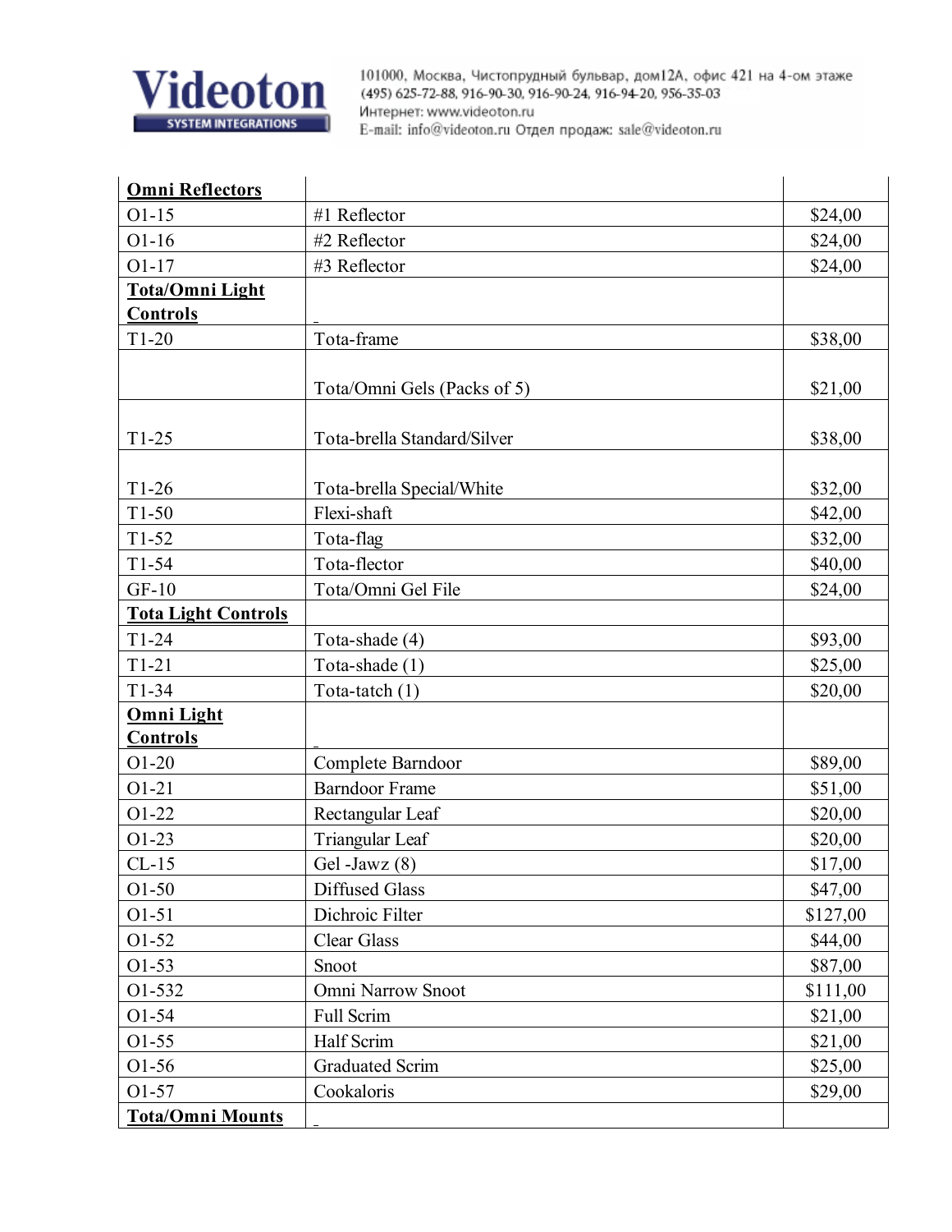| **Omni Reflectors** | | |
|---|---|---|
| O1-15 | #1 Reflector | $24,00 |
| O1-16 | #2 Reflector | $24,00 |
| O1-17 | #3 Reflector | $24,00 |
| **Tota/Omni Light Controls** | | |
| T1-20 | Tota-frame | $38,00 |
| | Tota/Omni Gels (Packs of 5) | $21,00 |
| T1-25 | Tota-brella Standard/Silver | $38,00 |
| T1-26 | Tota-brella Special/White | $32,00 |
| T1-50 | Flexi-shaft | $42,00 |
| T1-52 | Tota-flag | $32,00 |
| T1-54 | Tota-flector | $40,00 |
| GF-10 | Tota/Omni Gel File | $24,00 |
| **Tota Light Controls** | | |
| T1-24 | Tota-shade (4) | $93,00 |
| T1-21 | Tota-shade (1) | $25,00 |
| T1-34 | Tota-tatch (1) | $20,00 |
| **Omni Light Controls** | | |
| O1-20 | Complete Barndoor | $89,00 |
| O1-21 | Barndoor Frame | $51,00 |
| O1-22 | Rectangular Leaf | $20,00 |
| O1-23 | Triangular Leaf | $20,00 |
| CL-15 | Gel -Jawz (8) | $17,00 |
| O1-50 | Diffused Glass | $47,00 |
| O1-51 | Dichroic Filter | $127,00 |
| O1-52 | Clear Glass | $44,00 |
| O1-53 | Snoot | $87,00 |
| O1-532 | Omni Narrow Snoot | $111,00 |
| O1-54 | Full Scrim | $21,00 |
| O1-55 | Half Scrim | $21,00 |
| O1-56 | Graduated Scrim | $25,00 |
| O1-57 | Cookaloris | $29,00 |
| **Tota/Omni Mounts** | | |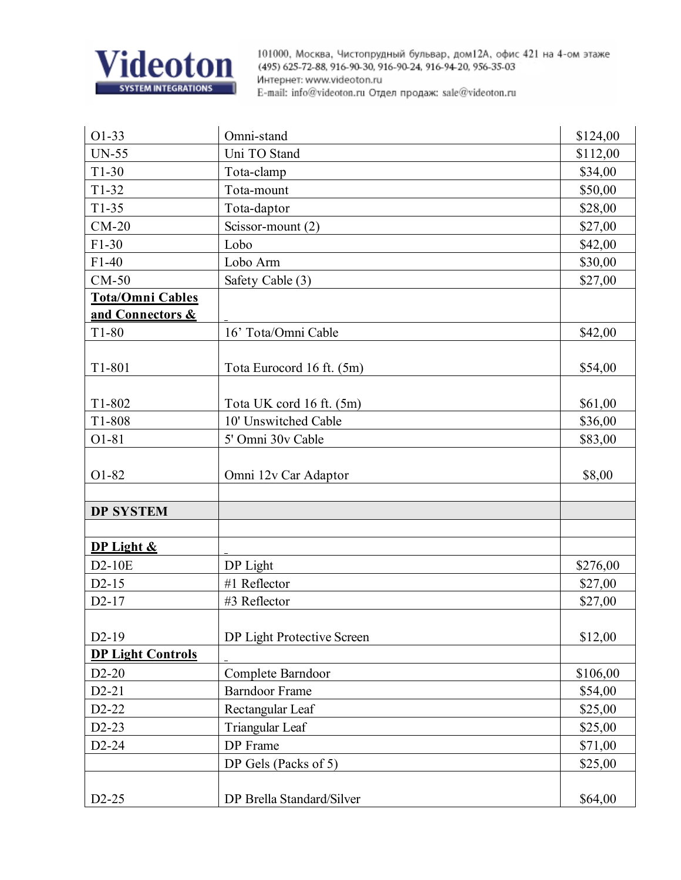| | | |
|---|---|---|
| O1-33 | Omni-stand | $124,00 |
| UN-55 | Uni TO Stand | $112,00 |
| T1-30 | Tota-clamp | $34,00 |
| T1-32 | Tota-mount | $50,00 |
| T1-35 | Tota-daptor | $28,00 |
| CM-20 | Scissor-mount (2) | $27,00 |
| F1-30 | Lobo | $42,00 |
| F1-40 | Lobo Arm | $30,00 |
| CM-50 | Safety Cable (3) | $27,00 |
| **Tota/Omni Cables and Connectors &** | | |
| T1-80 | 16' Tota/Omni Cable | $42,00 |
| T1-801 | Tota Eurocord 16 ft. (5m) | $54,00 |
| T1-802 | Tota UK cord 16 ft. (5m) | $61,00 |
| T1-808 | 10' Unswitched Cable | $36,00 |
| O1-81 | 5' Omni 30v Cable | $83,00 |
| O1-82 | Omni 12v Car Adaptor | $8,00 |
| | | |
| **DP SYSTEM** | | |
| | | |
| **DP Light &** | | |
| D2-10E | DP Light | $276,00 |
| D2-15 | #1 Reflector | $27,00 |
| D2-17 | #3 Reflector | $27,00 |
| D2-19 | DP Light Protective Screen | $12,00 |
| **DP Light Controls** | | |
| D2-20 | Complete Barndoor | $106,00 |
| D2-21 | Barndoor Frame | $54,00 |
| D2-22 | Rectangular Leaf | $25,00 |
| D2-23 | Triangular Leaf | $25,00 |
| D2-24 | DP Frame | $71,00 |
| | DP Gels (Packs of 5) | $25,00 |
| D2-25 | DP Brella Standard/Silver | $64,00 |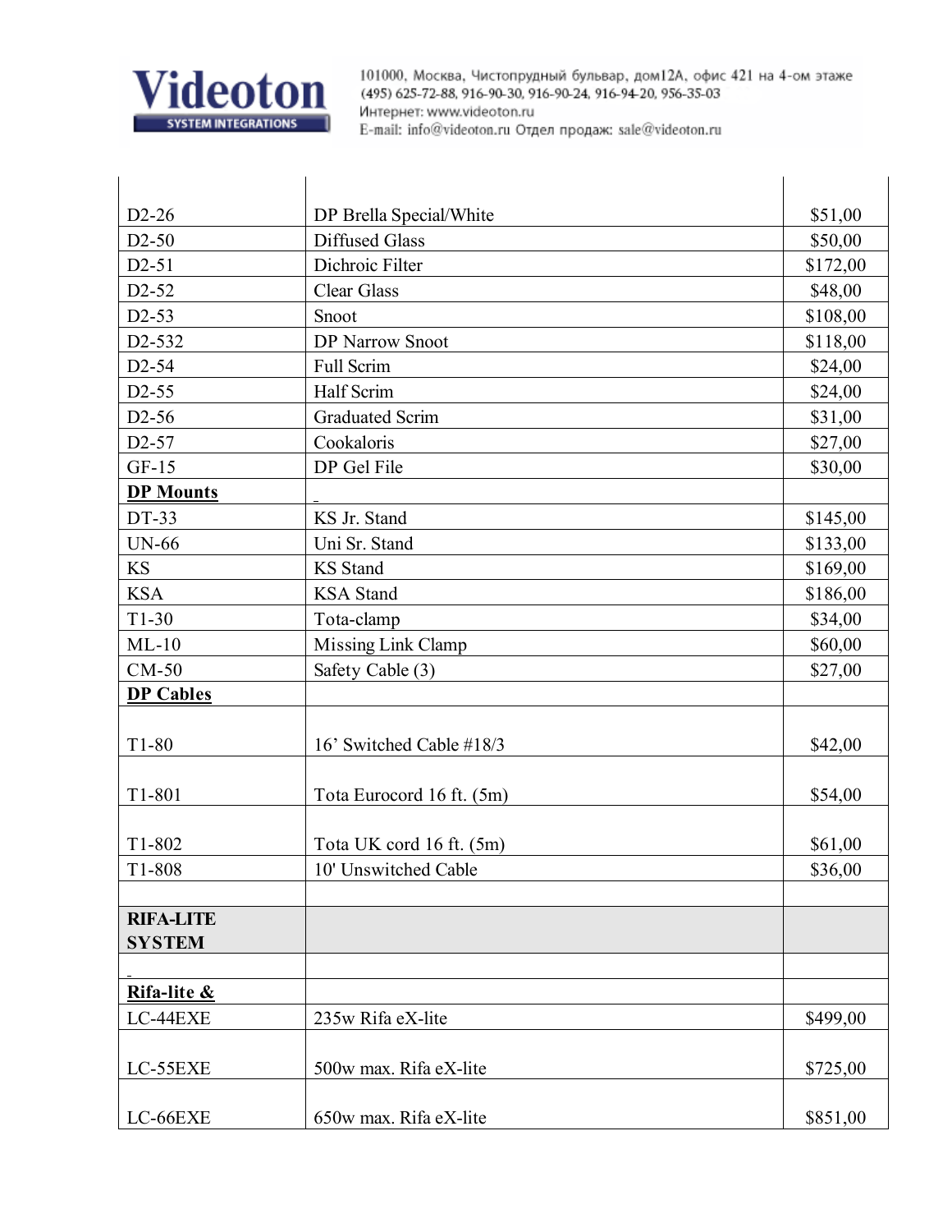| | | |
|---|---|---|
| D2-26 | DP Brella Special/White | $51,00 |
| D2-50 | Diffused Glass | $50,00 |
| D2-51 | Dichroic Filter | $172,00 |
| D2-52 | Clear Glass | $48,00 |
| D2-53 | Snoot | $108,00 |
| D2-532 | DP Narrow Snoot | $118,00 |
| D2-54 | Full Scrim | $24,00 |
| D2-55 | Half Scrim | $24,00 |
| D2-56 | Graduated Scrim | $31,00 |
| D2-57 | Cookaloris | $27,00 |
| GF-15 | DP Gel File | $30,00 |
| **DP Mounts** | | |
| DT-33 | KS Jr. Stand | $145,00 |
| UN-66 | Uni Sr. Stand | $133,00 |
| KS | KS Stand | $169,00 |
| KSA | KSA Stand | $186,00 |
| T1-30 | Tota-clamp | $34,00 |
| ML-10 | Missing Link Clamp | $60,00 |
| CM-50 | Safety Cable (3) | $27,00 |
| **DP Cables** | | |
| T1-80 | 16' Switched Cable #18/3 | $42,00 |
| T1-801 | Tota Eurocord 16 ft. (5m) | $54,00 |
| T1-802 | Tota UK cord 16 ft. (5m) | $61,00 |
| T1-808 | 10' Unswitched Cable | $36,00 |
| | | |
| **RIFA-LITE SYSTEM** | | |
| | | |
| **Rifa-lite &** | | |
| LC-44EXE | 235w Rifa eX-lite | $499,00 |
| LC-55EXE | 500w max. Rifa eX-lite | $725,00 |
| LC-66EXE | 650w max. Rifa eX-lite | $851,00 |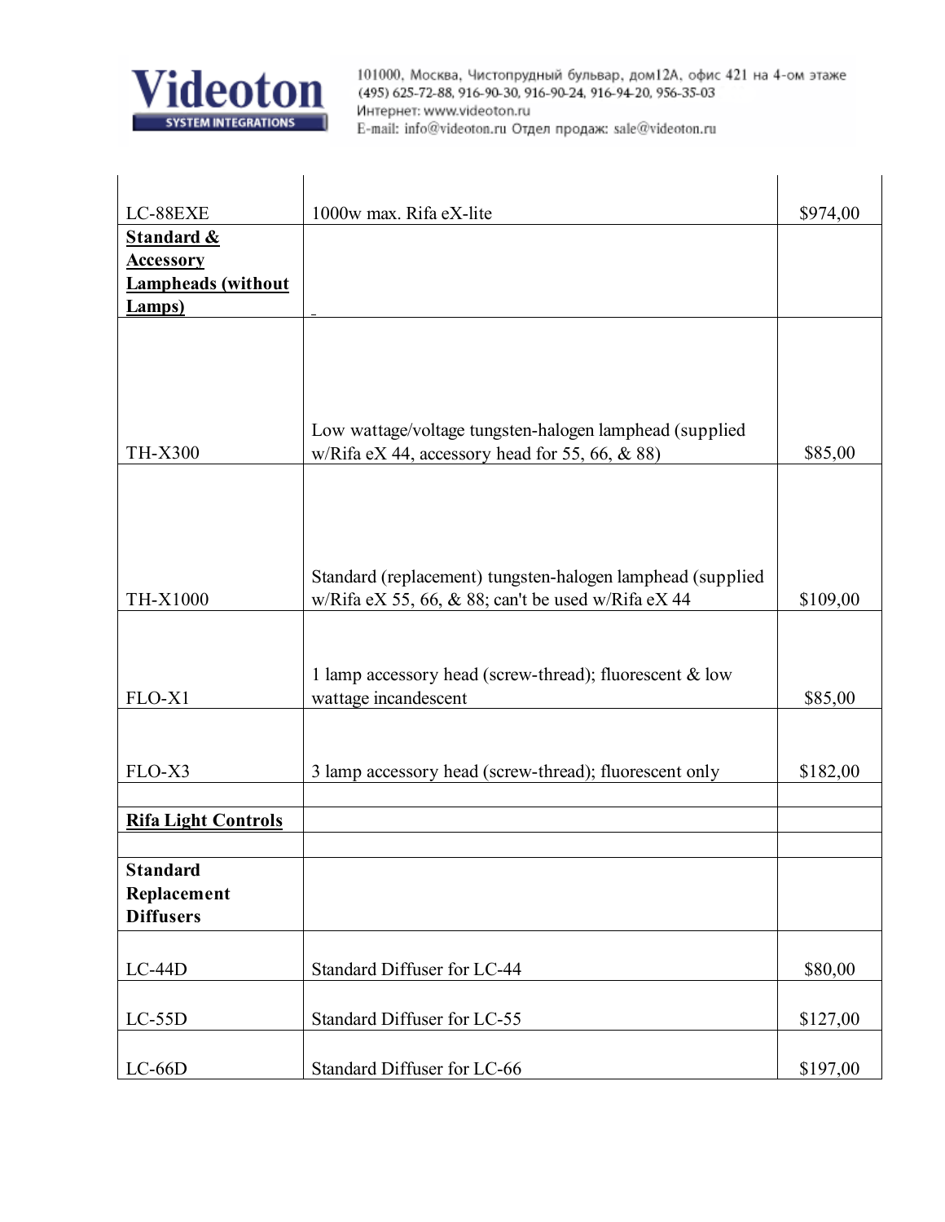| | | |
|---|---|---|
| LC-88EXE | 1000w max. Rifa eX-lite | $974,00 |
| **Standard & Accessory Lampheads (without Lamps)** | | |
| TH-X300 | Low wattage/voltage tungsten-halogen lamphead (supplied w/Rifa eX 44, accessory head for 55, 66, & 88) | $85,00 |
| TH-X1000 | Standard (replacement) tungsten-halogen lamphead (supplied w/Rifa eX 55, 66, & 88; can't be used w/Rifa eX 44 | $109,00 |
| FLO-X1 | 1 lamp accessory head (screw-thread); fluorescent & low wattage incandescent | $85,00 |
| FLO-X3 | 3 lamp accessory head (screw-thread); fluorescent only | $182,00 |
| | | |
| **Rifa Light Controls** | | |
| | | |
| **Standard Replacement Diffusers** | | |
| LC-44D | Standard Diffuser for LC-44 | $80,00 |
| LC-55D | Standard Diffuser for LC-55 | $127,00 |
| LC-66D | Standard Diffuser for LC-66 | $197,00 |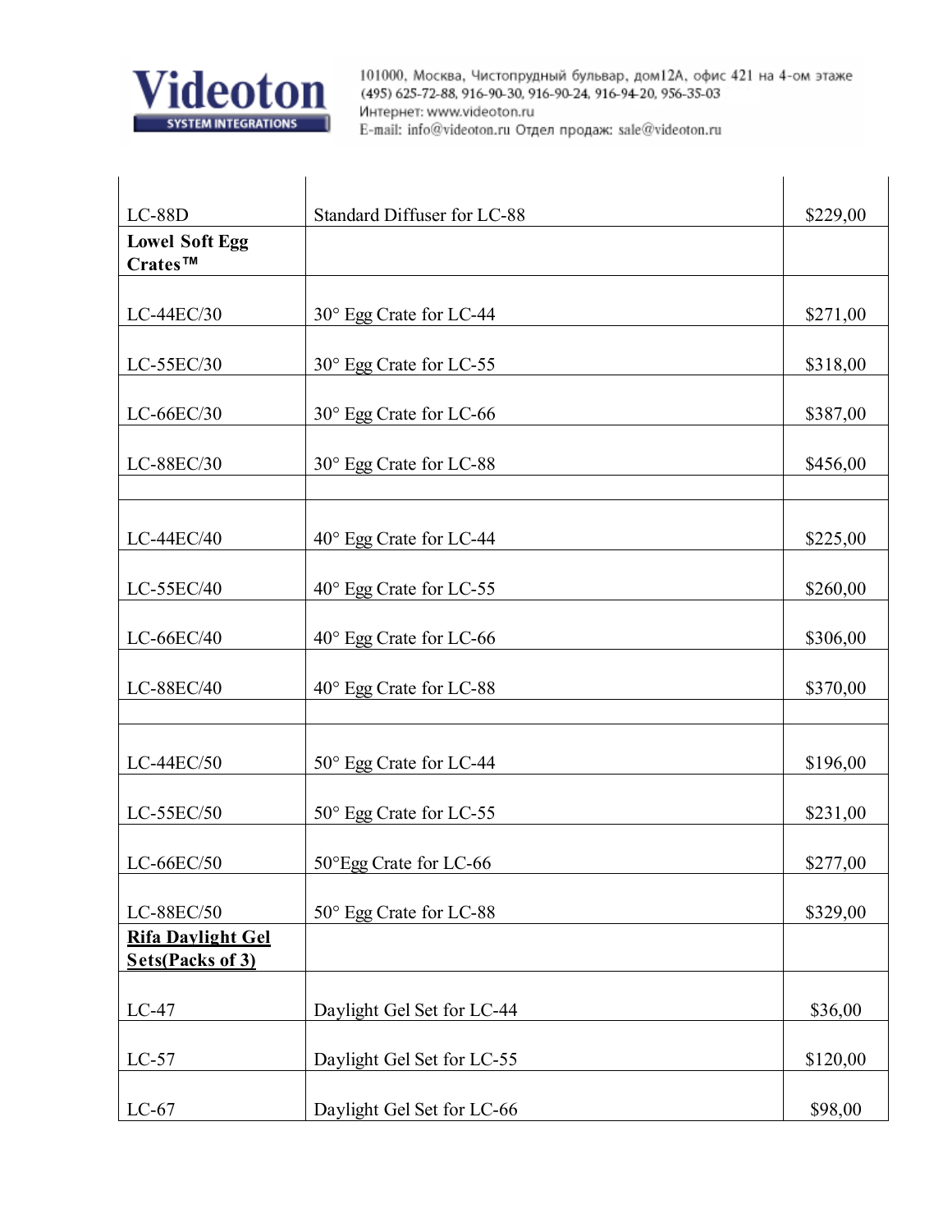| | | |
|---|---|---|
| LC-88D | Standard Diffuser for LC-88 | $229,00 |
| **Lowel Soft Egg Crates™** | | |
| LC-44EC/30 | 30° Egg Crate for LC-44 | $271,00 |
| LC-55EC/30 | 30° Egg Crate for LC-55 | $318,00 |
| LC-66EC/30 | 30° Egg Crate for LC-66 | $387,00 |
| LC-88EC/30 | 30° Egg Crate for LC-88 | $456,00 |
| | | |
| LC-44EC/40 | 40° Egg Crate for LC-44 | $225,00 |
| LC-55EC/40 | 40° Egg Crate for LC-55 | $260,00 |
| LC-66EC/40 | 40° Egg Crate for LC-66 | $306,00 |
| LC-88EC/40 | 40° Egg Crate for LC-88 | $370,00 |
| | | |
| LC-44EC/50 | 50° Egg Crate for LC-44 | $196,00 |
| LC-55EC/50 | 50° Egg Crate for LC-55 | $231,00 |
| LC-66EC/50 | 50°Egg Crate for LC-66 | $277,00 |
| LC-88EC/50 | 50° Egg Crate for LC-88 | $329,00 |
| **Rifa Daylight Gel Sets(Packs of 3)** | | |
| LC-47 | Daylight Gel Set for LC-44 | $36,00 |
| LC-57 | Daylight Gel Set for LC-55 | $120,00 |
| LC-67 | Daylight Gel Set for LC-66 | $98,00 |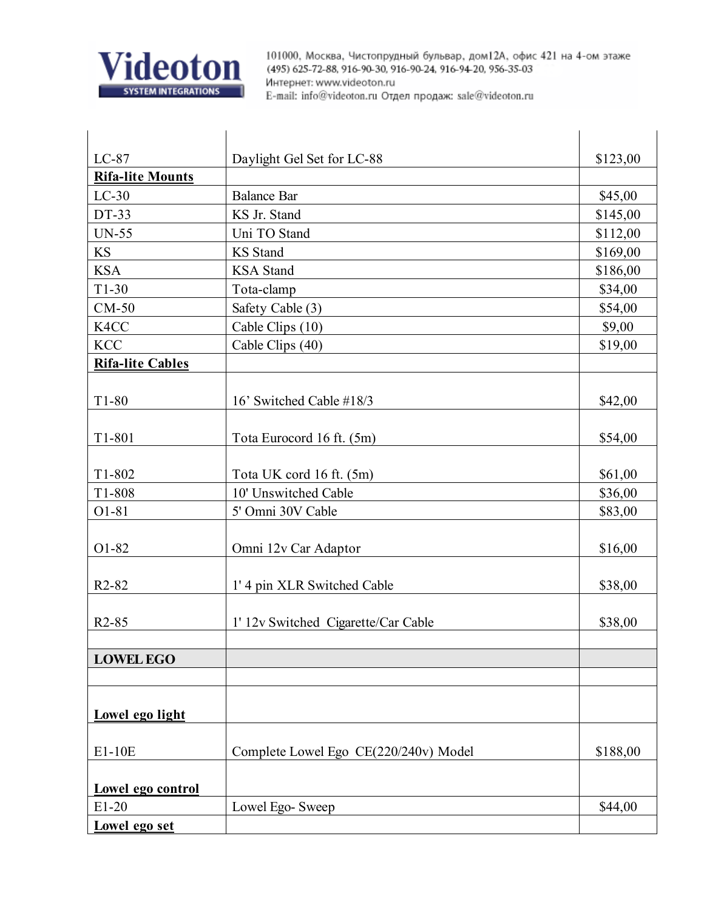| | | |
|---|---|---|
| LC-87 | Daylight Gel Set for LC-88 | $123,00 |
| **Rifa-lite Mounts** | | |
| LC-30 | Balance Bar | $45,00 |
| DT-33 | KS Jr. Stand | $145,00 |
| UN-55 | Uni TO Stand | $112,00 |
| KS | KS Stand | $169,00 |
| KSA | KSA Stand | $186,00 |
| T1-30 | Tota-clamp | $34,00 |
| CM-50 | Safety Cable (3) | $54,00 |
| K4CC | Cable Clips (10) | $9,00 |
| KCC | Cable Clips (40) | $19,00 |
| **Rifa-lite Cables** | | |
| T1-80 | 16' Switched Cable #18/3 | $42,00 |
| T1-801 | Tota Eurocord 16 ft. (5m) | $54,00 |
| T1-802 | Tota UK cord 16 ft. (5m) | $61,00 |
| T1-808 | 10' Unswitched Cable | $36,00 |
| O1-81 | 5' Omni 30V Cable | $83,00 |
| O1-82 | Omni 12v Car Adaptor | $16,00 |
| R2-82 | 1' 4 pin XLR Switched Cable | $38,00 |
| R2-85 | 1' 12v Switched Cigarette/Car Cable | $38,00 |
| | | |
| **LOWEL EGO** | | |
| | | |
| **Lowel ego light** | | |
| E1-10E | Complete Lowel Ego CE(220/240v) Model | $188,00 |
| **Lowel ego control** | | |
| E1-20 | Lowel Ego- Sweep | $44,00 |
| **Lowel ego set** | | |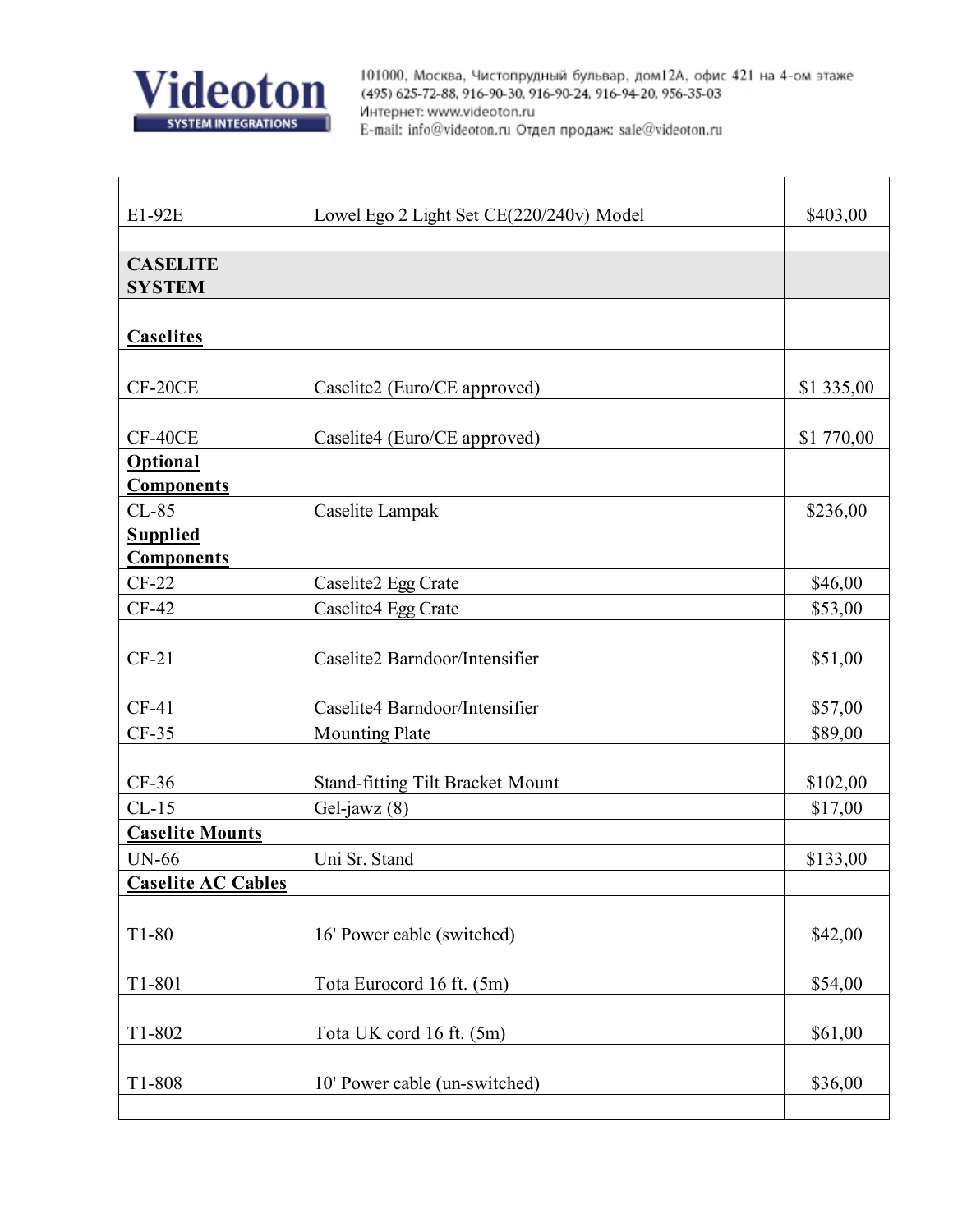Videoton
SYSTEM INTEGRATIONS

101000, Москва, Чистопрудный бульвар, дом12А, офис 421 на 4-ом этаже
(495) 625-72-88, 916-90-30, 916-90-24, 916-94-20, 956-35-03
Интернет: www.videoton.ru
E-mail: info@videoton.ru Отдел продаж: sale@videoton.ru

| | | |
|---|---|---|
| E1-92E | Lowel Ego 2 Light Set CE(220/240v) Model | $403,00 |
| | | |
| **CASELITE SYSTEM** | | |
| | | |
| **Caselites** | | |
| CF-20CE | Caselite2 (Euro/CE approved) | $1 335,00 |
| CF-40CE | Caselite4 (Euro/CE approved) | $1 770,00 |
| **Optional Components** | | |
| CL-85 | Caselite Lampak | $236,00 |
| **Supplied Components** | | |
| CF-22 | Caselite2 Egg Crate | $46,00 |
| CF-42 | Caselite4 Egg Crate | $53,00 |
| CF-21 | Caselite2 Barndoor/Intensifier | $51,00 |
| CF-41 | Caselite4 Barndoor/Intensifier | $57,00 |
| CF-35 | Mounting Plate | $89,00 |
| CF-36 | Stand-fitting Tilt Bracket Mount | $102,00 |
| CL-15 | Gel-jawz (8) | $17,00 |
| **Caselite Mounts** | | |
| UN-66 | Uni Sr. Stand | $133,00 |
| **Caselite AC Cables** | | |
| T1-80 | 16' Power cable (switched) | $42,00 |
| T1-801 | Tota Eurocord 16 ft. (5m) | $54,00 |
| T1-802 | Tota UK cord 16 ft. (5m) | $61,00 |
| T1-808 | 10' Power cable (un-switched) | $36,00 |
| | | |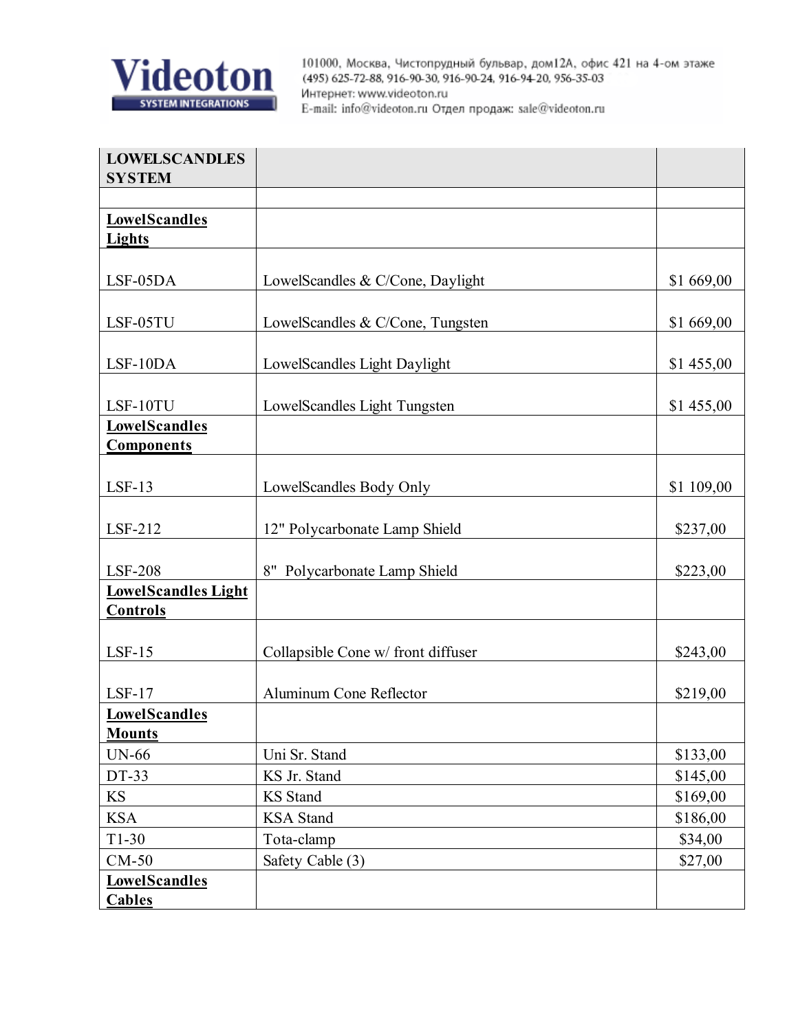| **LOWELSCANDLES SYSTEM** | | |
| --- | --- | --- |
| | | |
| **LowelScandles Lights** | | |
| LSF-05DA | LowelScandles & C/Cone, Daylight | $1 669,00 |
| LSF-05TU | LowelScandles & C/Cone, Tungsten | $1 669,00 |
| LSF-10DA | LowelScandles Light Daylight | $1 455,00 |
| LSF-10TU | LowelScandles Light Tungsten | $1 455,00 |
| **LowelScandles Components** | | |
| LSF-13 | LowelScandles Body Only | $1 109,00 |
| LSF-212 | 12" Polycarbonate Lamp Shield | $237,00 |
| LSF-208 | 8" Polycarbonate Lamp Shield | $223,00 |
| **LowelScandles Light Controls** | | |
| LSF-15 | Collapsible Cone w/ front diffuser | $243,00 |
| LSF-17 | Aluminum Cone Reflector | $219,00 |
| **LowelScandles Mounts** | | |
| UN-66 | Uni Sr. Stand | $133,00 |
| DT-33 | KS Jr. Stand | $145,00 |
| KS | KS Stand | $169,00 |
| KSA | KSA Stand | $186,00 |
| T1-30 | Tota-clamp | $34,00 |
| CM-50 | Safety Cable (3) | $27,00 |
| **LowelScandles Cables** | | |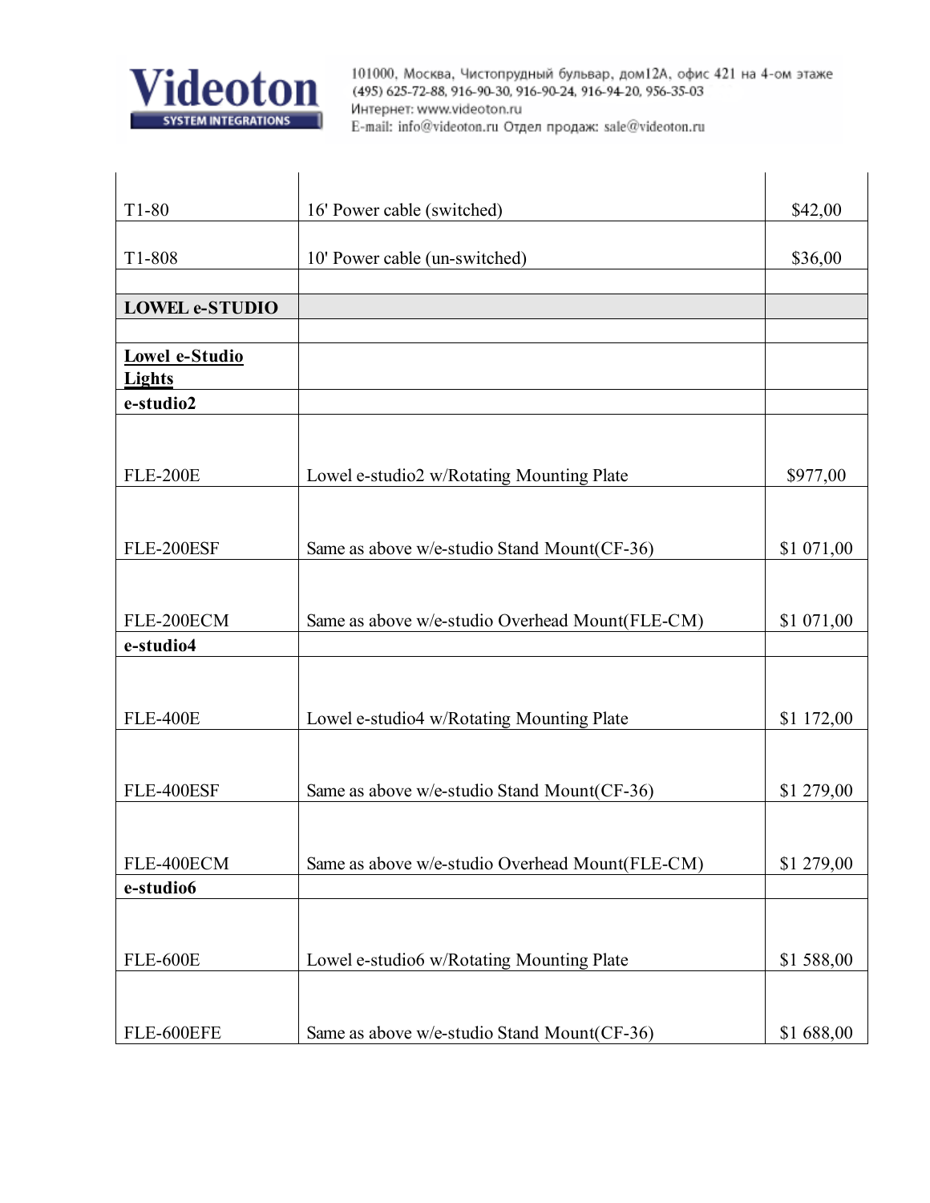| T1-80 | 16' Power cable (switched) | $42,00 |
|---|---|---|
| T1-808 | 10' Power cable (un-switched) | $36,00 |
| | | |
| **LOWEL e-STUDIO** | | |
| | | |
| **Lowel e-Studio Lights** | | |
| **e-studio2** | | |
| FLE-200E | Lowel e-studio2 w/Rotating Mounting Plate | $977,00 |
| FLE-200ESF | Same as above w/e-studio Stand Mount(CF-36) | $1 071,00 |
| FLE-200ECM | Same as above w/e-studio Overhead Mount(FLE-CM) | $1 071,00 |
| **e-studio4** | | |
| FLE-400E | Lowel e-studio4 w/Rotating Mounting Plate | $1 172,00 |
| FLE-400ESF | Same as above w/e-studio Stand Mount(CF-36) | $1 279,00 |
| FLE-400ECM | Same as above w/e-studio Overhead Mount(FLE-CM) | $1 279,00 |
| **e-studio6** | | |
| FLE-600E | Lowel e-studio6 w/Rotating Mounting Plate | $1 588,00 |
| FLE-600EFE | Same as above w/e-studio Stand Mount(CF-36) | $1 688,00 |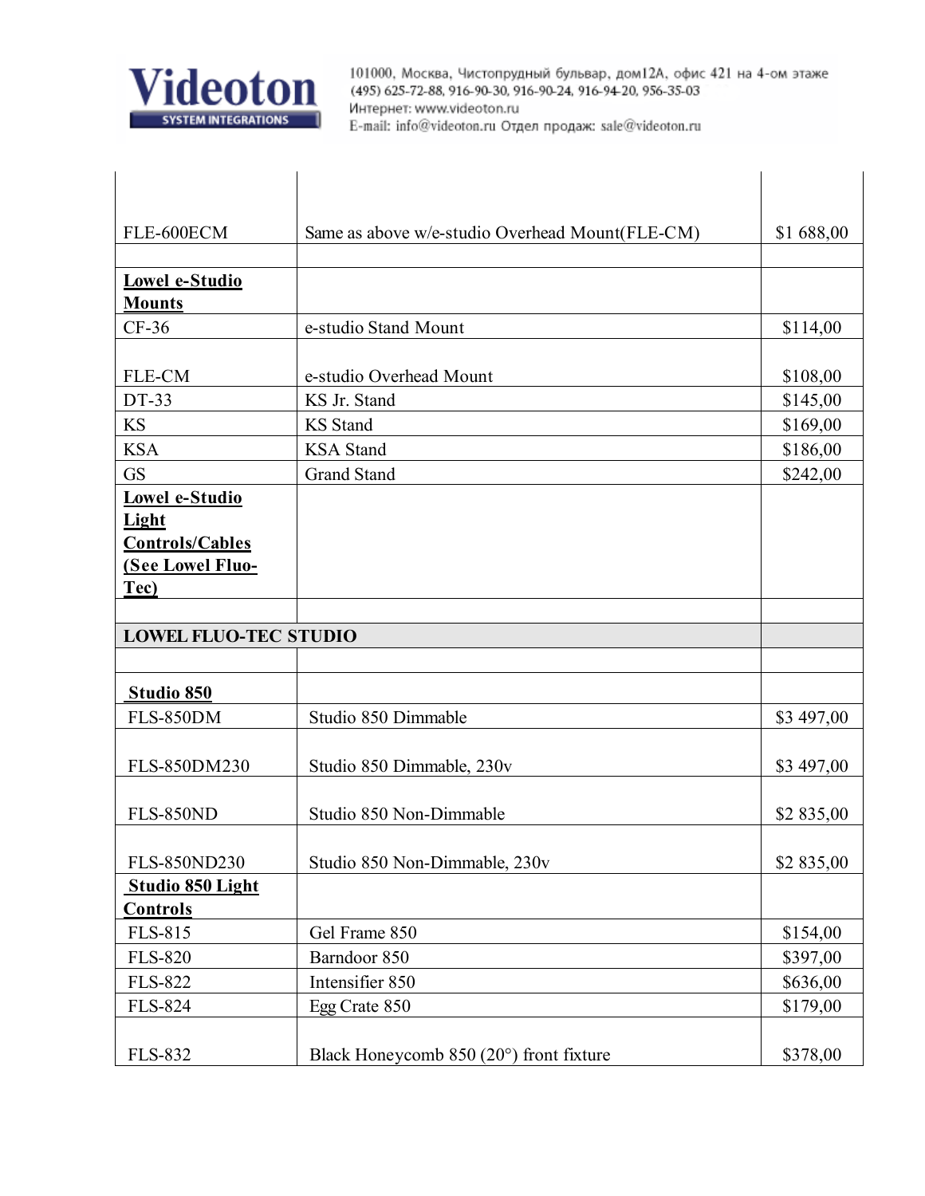| | | |
|---|---|---|
| FLE-600ECM | Same as above w/e-studio Overhead Mount(FLE-CM) | $1 688,00 |
| | | |
| **Lowel e-Studio Mounts** | | |
| CF-36 | e-studio Stand Mount | $114,00 |
| FLE-CM | e-studio Overhead Mount | $108,00 |
| DT-33 | KS Jr. Stand | $145,00 |
| KS | KS Stand | $169,00 |
| KSA | KSA Stand | $186,00 |
| GS | Grand Stand | $242,00 |
| **Lowel e-Studio Light Controls/Cables (See Lowel Fluo-Tec)** | | |
| | | |
| **LOWEL FLUO-TEC STUDIO** | | |
| | | |
| **Studio 850** | | |
| FLS-850DM | Studio 850 Dimmable | $3 497,00 |
| FLS-850DM230 | Studio 850 Dimmable, 230v | $3 497,00 |
| FLS-850ND | Studio 850 Non-Dimmable | $2 835,00 |
| FLS-850ND230 | Studio 850 Non-Dimmable, 230v | $2 835,00 |
| **Studio 850 Light Controls** | | |
| FLS-815 | Gel Frame 850 | $154,00 |
| FLS-820 | Barndoor 850 | $397,00 |
| FLS-822 | Intensifier 850 | $636,00 |
| FLS-824 | Egg Crate 850 | $179,00 |
| FLS-832 | Black Honeycomb 850 (20°) front fixture | $378,00 |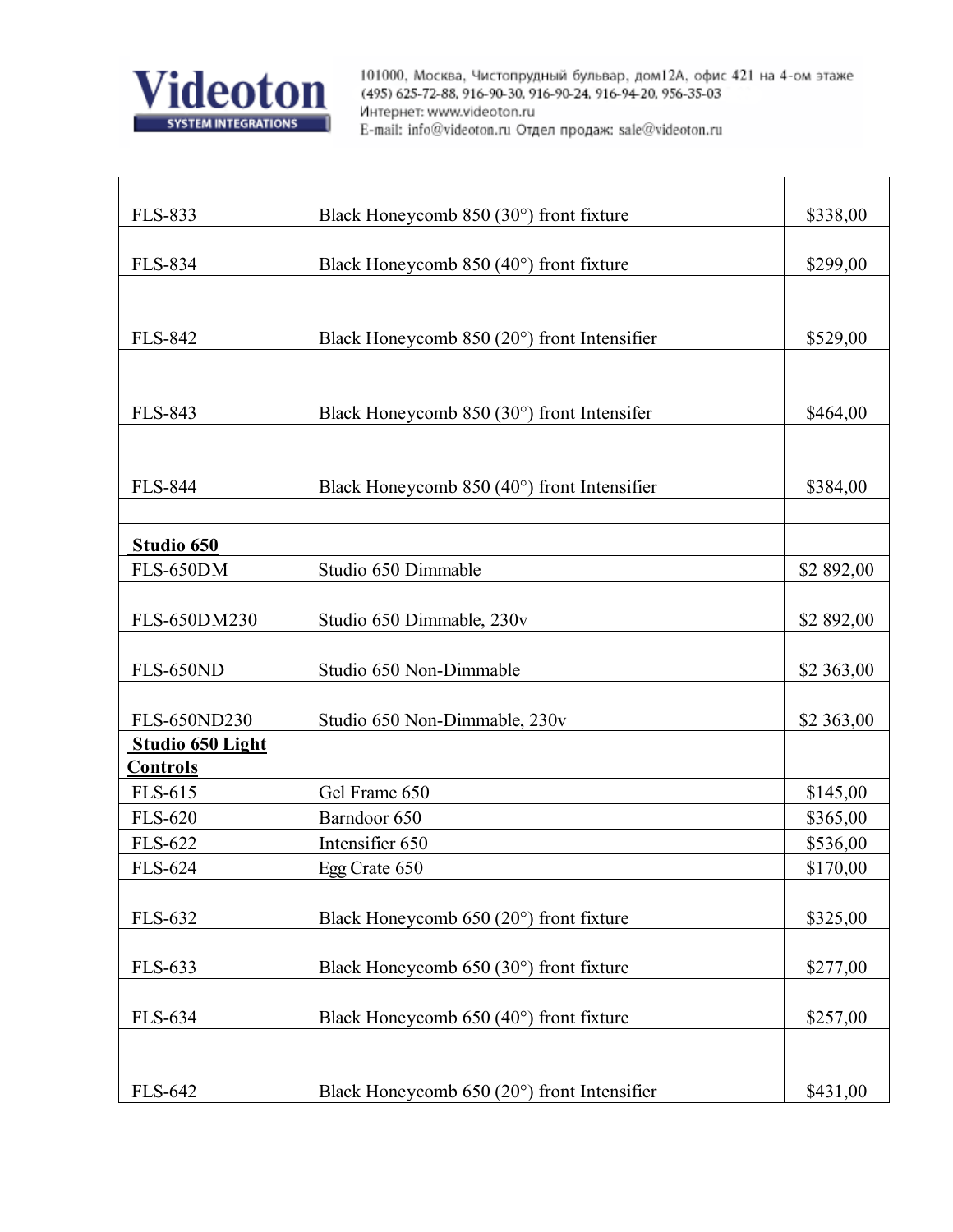| | | |
|---|---|---|
| FLS-833 | Black Honeycomb 850 (30°) front fixture | $338,00 |
| FLS-834 | Black Honeycomb 850 (40°) front fixture | $299,00 |
| FLS-842 | Black Honeycomb 850 (20°) front Intensifier | $529,00 |
| FLS-843 | Black Honeycomb 850 (30°) front Intensifer | $464,00 |
| FLS-844 | Black Honeycomb 850 (40°) front Intensifier | $384,00 |
| | | |
| **Studio 650** | | |
| FLS-650DM | Studio 650 Dimmable | $2 892,00 |
| FLS-650DM230 | Studio 650 Dimmable, 230v | $2 892,00 |
| FLS-650ND | Studio 650 Non-Dimmable | $2 363,00 |
| FLS-650ND230 | Studio 650 Non-Dimmable, 230v | $2 363,00 |
| **Studio 650 Light Controls** | | |
| FLS-615 | Gel Frame 650 | $145,00 |
| FLS-620 | Barndoor 650 | $365,00 |
| FLS-622 | Intensifier 650 | $536,00 |
| FLS-624 | Egg Crate 650 | $170,00 |
| FLS-632 | Black Honeycomb 650 (20°) front fixture | $325,00 |
| FLS-633 | Black Honeycomb 650 (30°) front fixture | $277,00 |
| FLS-634 | Black Honeycomb 650 (40°) front fixture | $257,00 |
| FLS-642 | Black Honeycomb 650 (20°) front Intensifier | $431,00 |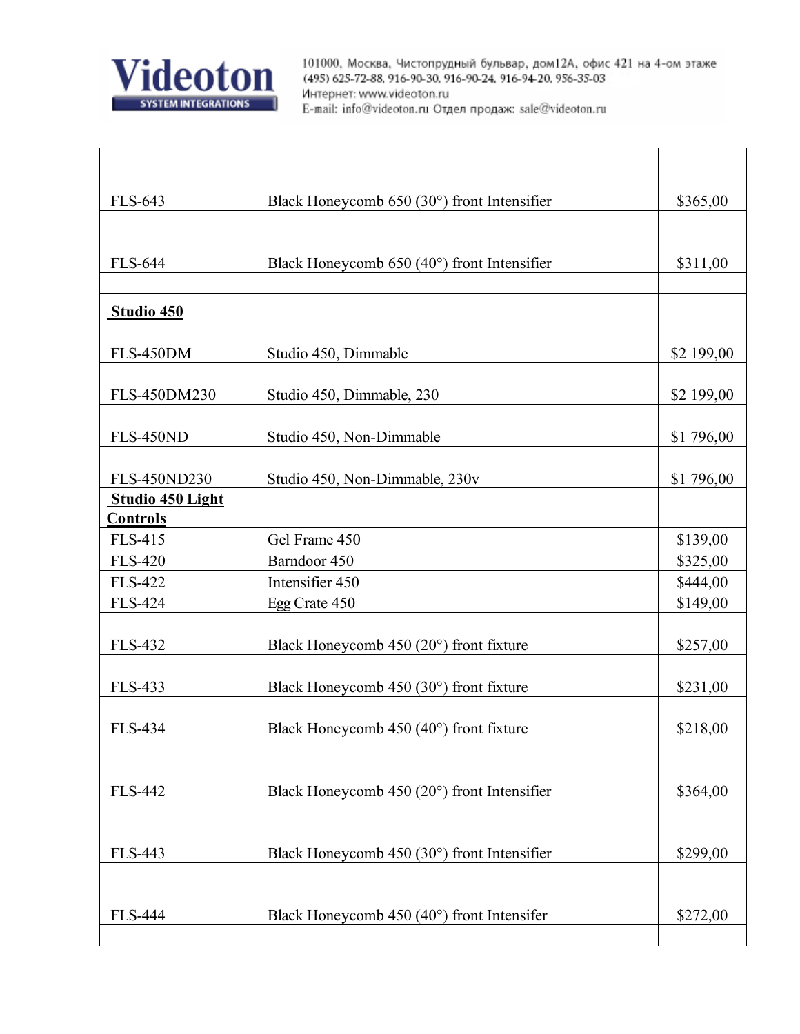| | | |
|---|---|---|
| FLS-643 | Black Honeycomb 650 (30°) front Intensifier | $365,00 |
| FLS-644 | Black Honeycomb 650 (40°) front Intensifier | $311,00 |
| | | |
| **Studio 450** | | |
| FLS-450DM | Studio 450, Dimmable | $2 199,00 |
| FLS-450DM230 | Studio 450, Dimmable, 230 | $2 199,00 |
| FLS-450ND | Studio 450, Non-Dimmable | $1 796,00 |
| FLS-450ND230 | Studio 450, Non-Dimmable, 230v | $1 796,00 |
| **Studio 450 Light Controls** | | |
| FLS-415 | Gel Frame 450 | $139,00 |
| FLS-420 | Barndoor 450 | $325,00 |
| FLS-422 | Intensifier 450 | $444,00 |
| FLS-424 | Egg Crate 450 | $149,00 |
| FLS-432 | Black Honeycomb 450 (20°) front fixture | $257,00 |
| FLS-433 | Black Honeycomb 450 (30°) front fixture | $231,00 |
| FLS-434 | Black Honeycomb 450 (40°) front fixture | $218,00 |
| FLS-442 | Black Honeycomb 450 (20°) front Intensifier | $364,00 |
| FLS-443 | Black Honeycomb 450 (30°) front Intensifier | $299,00 |
| FLS-444 | Black Honeycomb 450 (40°) front Intensifer | $272,00 |
| | | |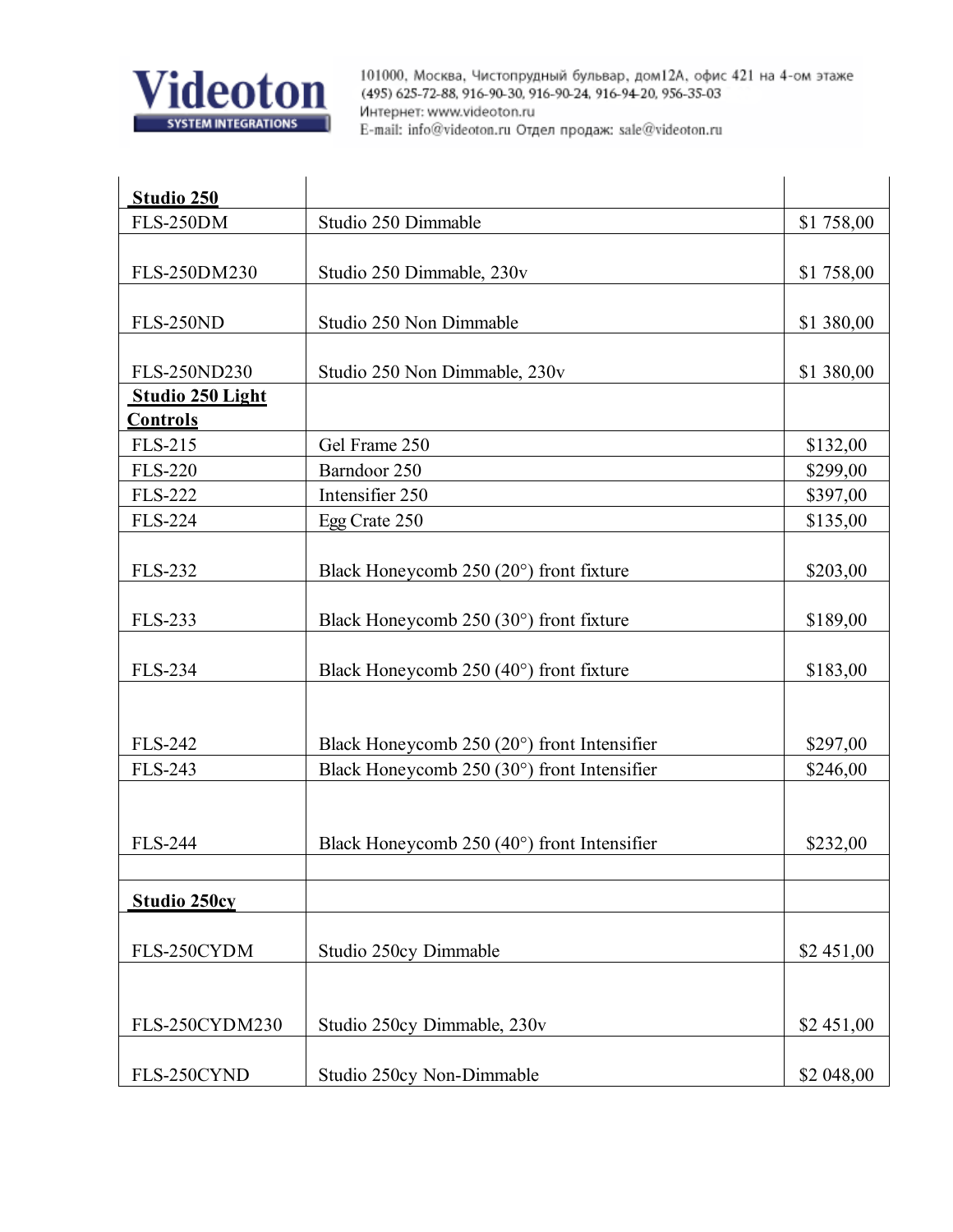| **Studio 250** | | |
|---|---|---|
| FLS-250DM | Studio 250 Dimmable | $1 758,00 |
| FLS-250DM230 | Studio 250 Dimmable, 230v | $1 758,00 |
| FLS-250ND | Studio 250 Non Dimmable | $1 380,00 |
| FLS-250ND230 | Studio 250 Non Dimmable, 230v | $1 380,00 |
| **Studio 250 Light Controls** | | |
| FLS-215 | Gel Frame 250 | $132,00 |
| FLS-220 | Barndoor 250 | $299,00 |
| FLS-222 | Intensifier 250 | $397,00 |
| FLS-224 | Egg Crate 250 | $135,00 |
| FLS-232 | Black Honeycomb 250 (20°) front fixture | $203,00 |
| FLS-233 | Black Honeycomb 250 (30°) front fixture | $189,00 |
| FLS-234 | Black Honeycomb 250 (40°) front fixture | $183,00 |
| FLS-242 | Black Honeycomb 250 (20°) front Intensifier | $297,00 |
| FLS-243 | Black Honeycomb 250 (30°) front Intensifier | $246,00 |
| FLS-244 | Black Honeycomb 250 (40°) front Intensifier | $232,00 |
| | | |
| **Studio 250cy** | | |
| FLS-250CYDM | Studio 250cy Dimmable | $2 451,00 |
| FLS-250CYDM230 | Studio 250cy Dimmable, 230v | $2 451,00 |
| FLS-250CYND | Studio 250cy Non-Dimmable | $2 048,00 |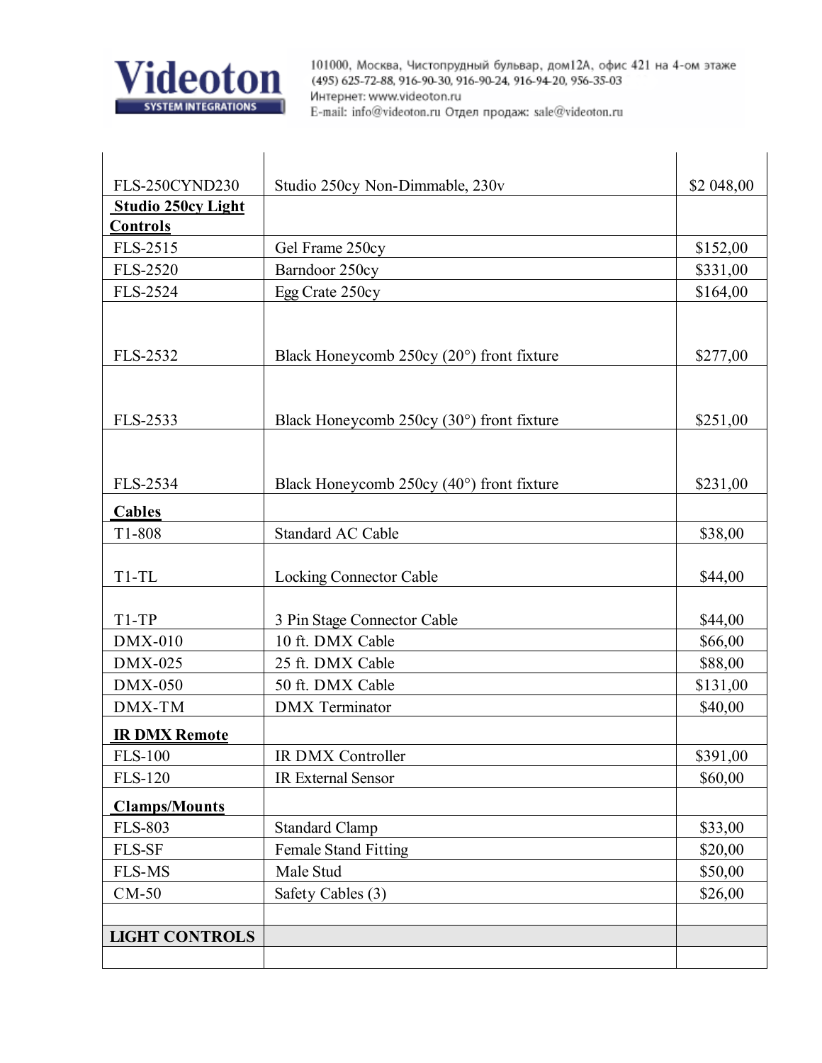| | | |
|---|---|---|
| FLS-250CYND230 | Studio 250cy Non-Dimmable, 230v | $2 048,00 |
| **Studio 250cy Light Controls** | | |
| FLS-2515 | Gel Frame 250cy | $152,00 |
| FLS-2520 | Barndoor 250cy | $331,00 |
| FLS-2524 | Egg Crate 250cy | $164,00 |
| FLS-2532 | Black Honeycomb 250cy (20°) front fixture | $277,00 |
| FLS-2533 | Black Honeycomb 250cy (30°) front fixture | $251,00 |
| FLS-2534 | Black Honeycomb 250cy (40°) front fixture | $231,00 |
| **Cables** | | |
| T1-808 | Standard AC Cable | $38,00 |
| T1-TL | Locking Connector Cable | $44,00 |
| T1-TP | 3 Pin Stage Connector Cable | $44,00 |
| DMX-010 | 10 ft. DMX Cable | $66,00 |
| DMX-025 | 25 ft. DMX Cable | $88,00 |
| DMX-050 | 50 ft. DMX Cable | $131,00 |
| DMX-TM | DMX Terminator | $40,00 |
| **IR DMX Remote** | | |
| FLS-100 | IR DMX Controller | $391,00 |
| FLS-120 | IR External Sensor | $60,00 |
| **Clamps/Mounts** | | |
| FLS-803 | Standard Clamp | $33,00 |
| FLS-SF | Female Stand Fitting | $20,00 |
| FLS-MS | Male Stud | $50,00 |
| CM-50 | Safety Cables (3) | $26,00 |
| | | |
| **LIGHT CONTROLS** | | |
| | | |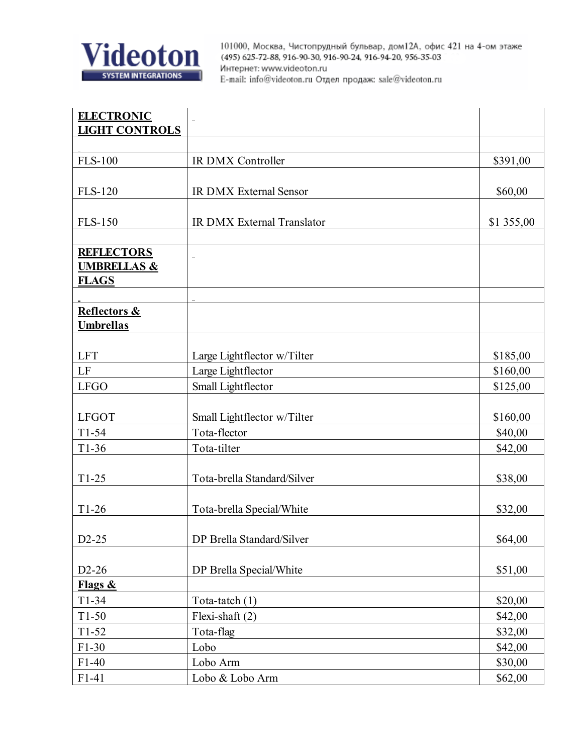| **ELECTRONIC LIGHT CONTROLS** | | |
|---|---|---|
| | | |
| FLS-100 | IR DMX Controller | $391,00 |
| FLS-120 | IR DMX External Sensor | $60,00 |
| FLS-150 | IR DMX External Translator | $1 355,00 |
| | | |
| **REFLECTORS UMBRELLAS & FLAGS** | | |
| | | |
| **Reflectors & Umbrellas** | | |
| LFT | Large Lightflector w/Tilter | $185,00 |
| LF | Large Lightflector | $160,00 |
| LFGO | Small Lightflector | $125,00 |
| LFGOT | Small Lightflector w/Tilter | $160,00 |
| T1-54 | Tota-flector | $40,00 |
| T1-36 | Tota-tilter | $42,00 |
| T1-25 | Tota-brella Standard/Silver | $38,00 |
| T1-26 | Tota-brella Special/White | $32,00 |
| D2-25 | DP Brella Standard/Silver | $64,00 |
| D2-26 | DP Brella Special/White | $51,00 |
| **Flags &** | | |
| T1-34 | Tota-tatch (1) | $20,00 |
| T1-50 | Flexi-shaft (2) | $42,00 |
| T1-52 | Tota-flag | $32,00 |
| F1-30 | Lobo | $42,00 |
| F1-40 | Lobo Arm | $30,00 |
| F1-41 | Lobo & Lobo Arm | $62,00 |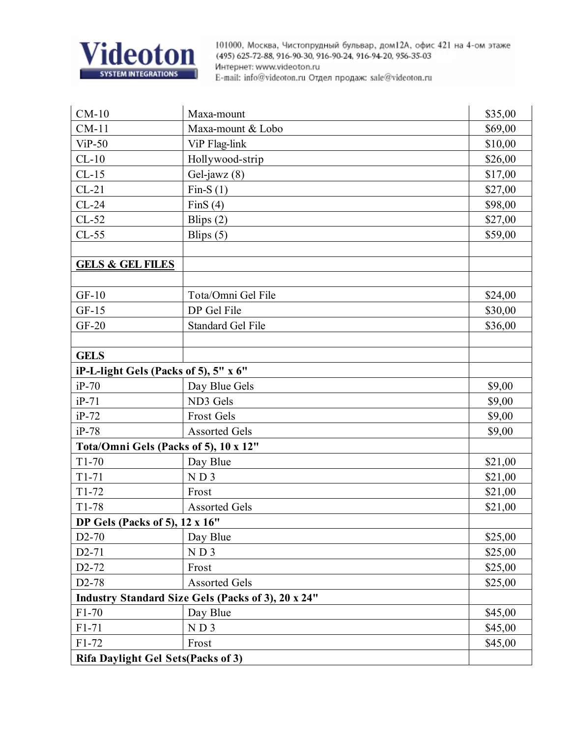| | | |
|---|---|---|
| CM-10 | Maxa-mount | $35,00 |
| CM-11 | Maxa-mount & Lobo | $69,00 |
| ViP-50 | ViP Flag-link | $10,00 |
| CL-10 | Hollywood-strip | $26,00 |
| CL-15 | Gel-jawz (8) | $17,00 |
| CL-21 | Fin-S (1) | $27,00 |
| CL-24 | FinS (4) | $98,00 |
| CL-52 | Blips (2) | $27,00 |
| CL-55 | Blips (5) | $59,00 |
| | | |
| **GELS & GEL FILES** | | |
| | | |
| GF-10 | Tota/Omni Gel File | $24,00 |
| GF-15 | DP Gel File | $30,00 |
| GF-20 | Standard Gel File | $36,00 |
| | | |
| **GELS** | | |
| **iP-L-light Gels (Packs of 5), 5" x 6"** | | |
| iP-70 | Day Blue Gels | $9,00 |
| iP-71 | ND3 Gels | $9,00 |
| iP-72 | Frost Gels | $9,00 |
| iP-78 | Assorted Gels | $9,00 |
| **Tota/Omni Gels (Packs of 5), 10 x 12"** | | |
| T1-70 | Day Blue | $21,00 |
| T1-71 | N D 3 | $21,00 |
| T1-72 | Frost | $21,00 |
| T1-78 | Assorted Gels | $21,00 |
| **DP Gels (Packs of 5), 12 x 16"** | | |
| D2-70 | Day Blue | $25,00 |
| D2-71 | N D 3 | $25,00 |
| D2-72 | Frost | $25,00 |
| D2-78 | Assorted Gels | $25,00 |
| **Industry Standard Size Gels (Packs of 3), 20 x 24"** | | |
| F1-70 | Day Blue | $45,00 |
| F1-71 | N D 3 | $45,00 |
| F1-72 | Frost | $45,00 |
| **Rifa Daylight Gel Sets(Packs of 3)** | | |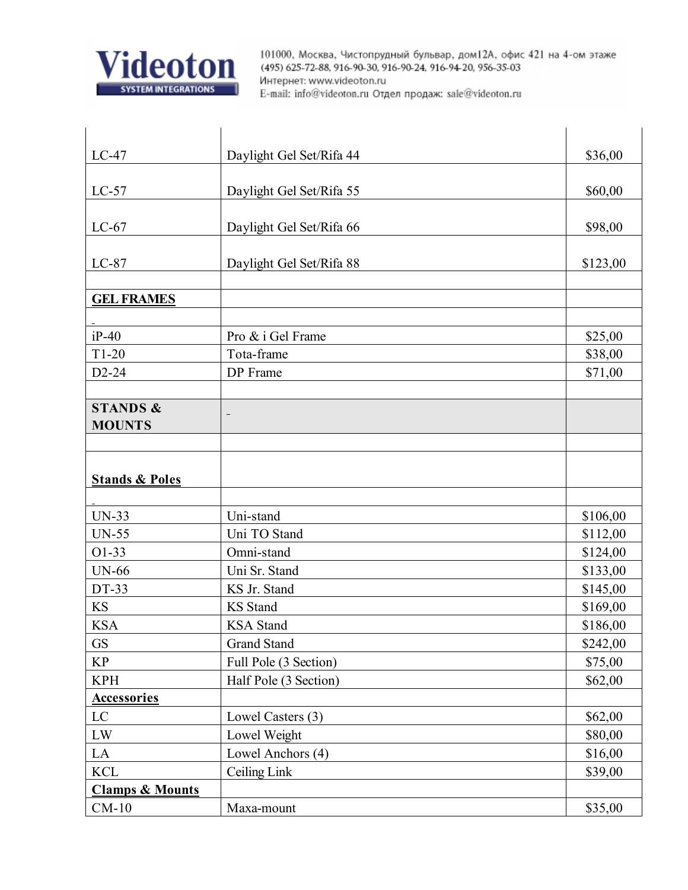| | | |
|---|---|---|
| LC-47 | Daylight Gel Set/Rifa 44 | $36,00 |
| LC-57 | Daylight Gel Set/Rifa 55 | $60,00 |
| LC-67 | Daylight Gel Set/Rifa 66 | $98,00 |
| LC-87 | Daylight Gel Set/Rifa 88 | $123,00 |
| | | |
| **GEL FRAMES** | | |
| | | |
| iP-40 | Pro & i Gel Frame | $25,00 |
| T1-20 | Tota-frame | $38,00 |
| D2-24 | DP Frame | $71,00 |
| | | |
| **STANDS & MOUNTS** | | |
| | | |
| **Stands & Poles** | | |
| | | |
| UN-33 | Uni-stand | $106,00 |
| UN-55 | Uni TO Stand | $112,00 |
| O1-33 | Omni-stand | $124,00 |
| UN-66 | Uni Sr. Stand | $133,00 |
| DT-33 | KS Jr. Stand | $145,00 |
| KS | KS Stand | $169,00 |
| KSA | KSA Stand | $186,00 |
| GS | Grand Stand | $242,00 |
| KP | Full Pole (3 Section) | $75,00 |
| KPH | Half Pole (3 Section) | $62,00 |
| **Accessories** | | |
| LC | Lowel Casters (3) | $62,00 |
| LW | Lowel Weight | $80,00 |
| LA | Lowel Anchors (4) | $16,00 |
| KCL | Ceiling Link | $39,00 |
| **Clamps & Mounts** | | |
| CM-10 | Maxa-mount | $35,00 |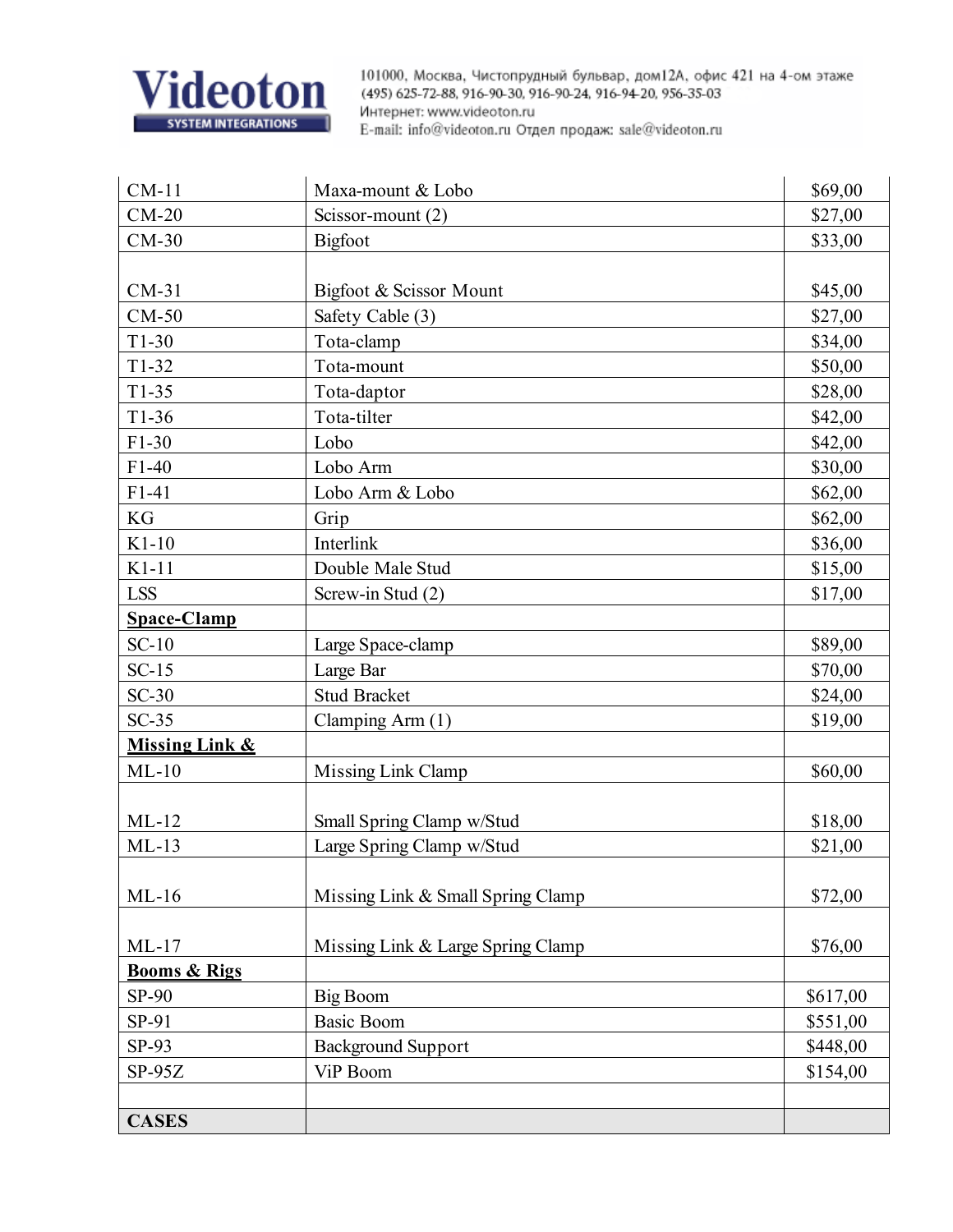| CM-11 | Maxa-mount & Lobo | $69,00 |
|---|---|---|
| CM-20 | Scissor-mount (2) | $27,00 |
| CM-30 | Bigfoot | $33,00 |
| CM-31 | Bigfoot & Scissor Mount | $45,00 |
| CM-50 | Safety Cable (3) | $27,00 |
| T1-30 | Tota-clamp | $34,00 |
| T1-32 | Tota-mount | $50,00 |
| T1-35 | Tota-daptor | $28,00 |
| T1-36 | Tota-tilter | $42,00 |
| F1-30 | Lobo | $42,00 |
| F1-40 | Lobo Arm | $30,00 |
| F1-41 | Lobo Arm & Lobo | $62,00 |
| KG | Grip | $62,00 |
| K1-10 | Interlink | $36,00 |
| K1-11 | Double Male Stud | $15,00 |
| LSS | Screw-in Stud (2) | $17,00 |
| **Space-Clamp** | | |
| SC-10 | Large Space-clamp | $89,00 |
| SC-15 | Large Bar | $70,00 |
| SC-30 | Stud Bracket | $24,00 |
| SC-35 | Clamping Arm (1) | $19,00 |
| **Missing Link &** | | |
| ML-10 | Missing Link Clamp | $60,00 |
| ML-12 | Small Spring Clamp w/Stud | $18,00 |
| ML-13 | Large Spring Clamp w/Stud | $21,00 |
| ML-16 | Missing Link & Small Spring Clamp | $72,00 |
| ML-17 | Missing Link & Large Spring Clamp | $76,00 |
| **Booms & Rigs** | | |
| SP-90 | Big Boom | $617,00 |
| SP-91 | Basic Boom | $551,00 |
| SP-93 | Background Support | $448,00 |
| SP-95Z | ViP Boom | $154,00 |
| | | |
| **CASES** | | |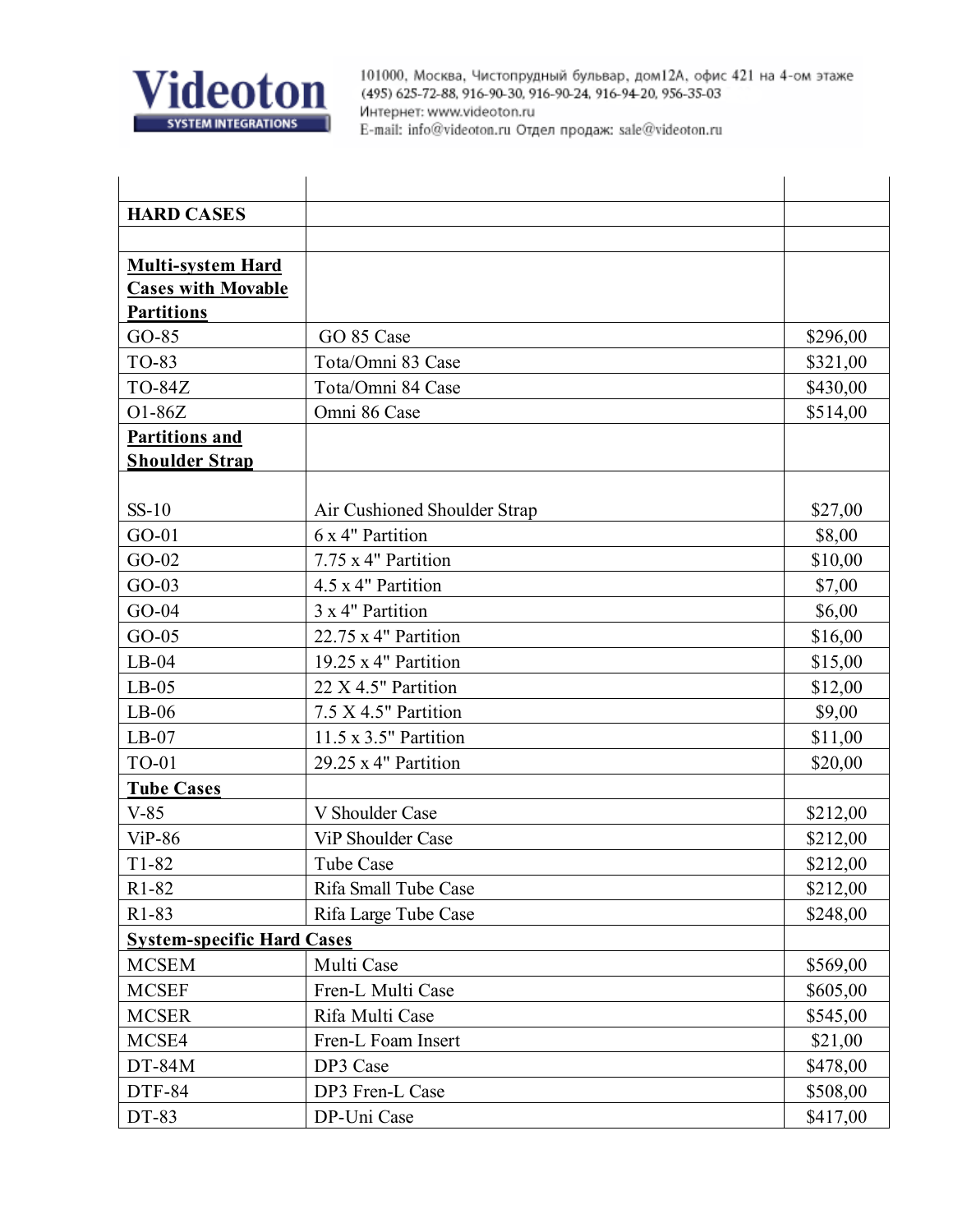| | | |
|---|---|---|
| **HARD CASES** | | |
| | | |
| **Multi-system Hard Cases with Movable Partitions** | | |
| GO-85 | GO 85 Case | $296,00 |
| TO-83 | Tota/Omni 83 Case | $321,00 |
| TO-84Z | Tota/Omni 84 Case | $430,00 |
| O1-86Z | Omni 86 Case | $514,00 |
| **Partitions and Shoulder Strap** | | |
| SS-10 | Air Cushioned Shoulder Strap | $27,00 |
| GO-01 | 6 x 4" Partition | $8,00 |
| GO-02 | 7.75 x 4" Partition | $10,00 |
| GO-03 | 4.5 x 4" Partition | $7,00 |
| GO-04 | 3 x 4" Partition | $6,00 |
| GO-05 | 22.75 x 4" Partition | $16,00 |
| LB-04 | 19.25 x 4" Partition | $15,00 |
| LB-05 | 22 X 4.5" Partition | $12,00 |
| LB-06 | 7.5 X 4.5" Partition | $9,00 |
| LB-07 | 11.5 x 3.5" Partition | $11,00 |
| TO-01 | 29.25 x 4" Partition | $20,00 |
| **Tube Cases** | | |
| V-85 | V Shoulder Case | $212,00 |
| ViP-86 | ViP Shoulder Case | $212,00 |
| T1-82 | Tube Case | $212,00 |
| R1-82 | Rifa Small Tube Case | $212,00 |
| R1-83 | Rifa Large Tube Case | $248,00 |
| **System-specific Hard Cases** | | |
| MCSEM | Multi Case | $569,00 |
| MCSEF | Fren-L Multi Case | $605,00 |
| MCSER | Rifa Multi Case | $545,00 |
| MCSE4 | Fren-L Foam Insert | $21,00 |
| DT-84M | DP3 Case | $478,00 |
| DTF-84 | DP3 Fren-L Case | $508,00 |
| DT-83 | DP-Uni Case | $417,00 |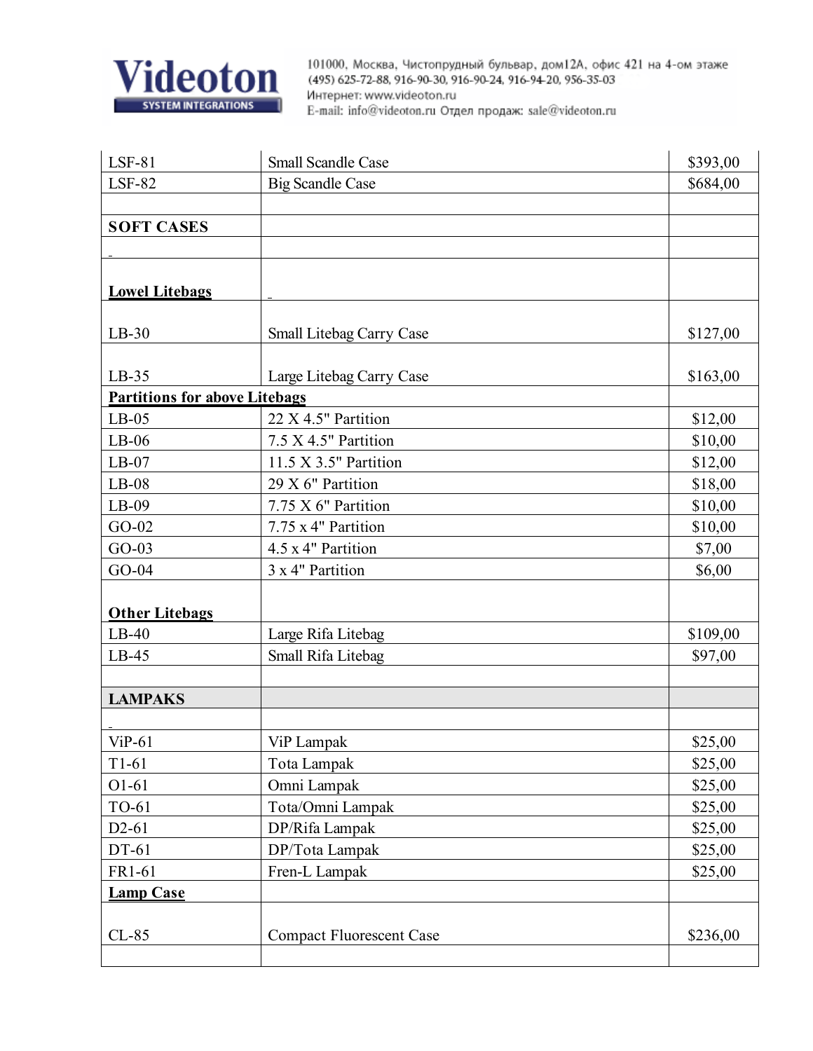| LSF-81 | Small Scandle Case | $393,00 |
|---|---|---|
| LSF-82 | Big Scandle Case | $684,00 |
| | | |
| **SOFT CASES** | | |
| | | |
| **Lowel Litebags** | | |
| LB-30 | Small Litebag Carry Case | $127,00 |
| LB-35 | Large Litebag Carry Case | $163,00 |
| **Partitions for above Litebags** | | |
| LB-05 | 22 X 4.5" Partition | $12,00 |
| LB-06 | 7.5 X 4.5" Partition | $10,00 |
| LB-07 | 11.5 X 3.5" Partition | $12,00 |
| LB-08 | 29 X 6" Partition | $18,00 |
| LB-09 | 7.75 X 6" Partition | $10,00 |
| GO-02 | 7.75 x 4" Partition | $10,00 |
| GO-03 | 4.5 x 4" Partition | $7,00 |
| GO-04 | 3 x 4" Partition | $6,00 |
| **Other Litebags** | | |
| LB-40 | Large Rifa Litebag | $109,00 |
| LB-45 | Small Rifa Litebag | $97,00 |
| | | |
| **LAMPAKS** | | |
| | | |
| ViP-61 | ViP Lampak | $25,00 |
| T1-61 | Tota Lampak | $25,00 |
| O1-61 | Omni Lampak | $25,00 |
| TO-61 | Tota/Omni Lampak | $25,00 |
| D2-61 | DP/Rifa Lampak | $25,00 |
| DT-61 | DP/Tota Lampak | $25,00 |
| FR1-61 | Fren-L Lampak | $25,00 |
| **Lamp Case** | | |
| CL-85 | Compact Fluorescent Case | $236,00 |
| | | |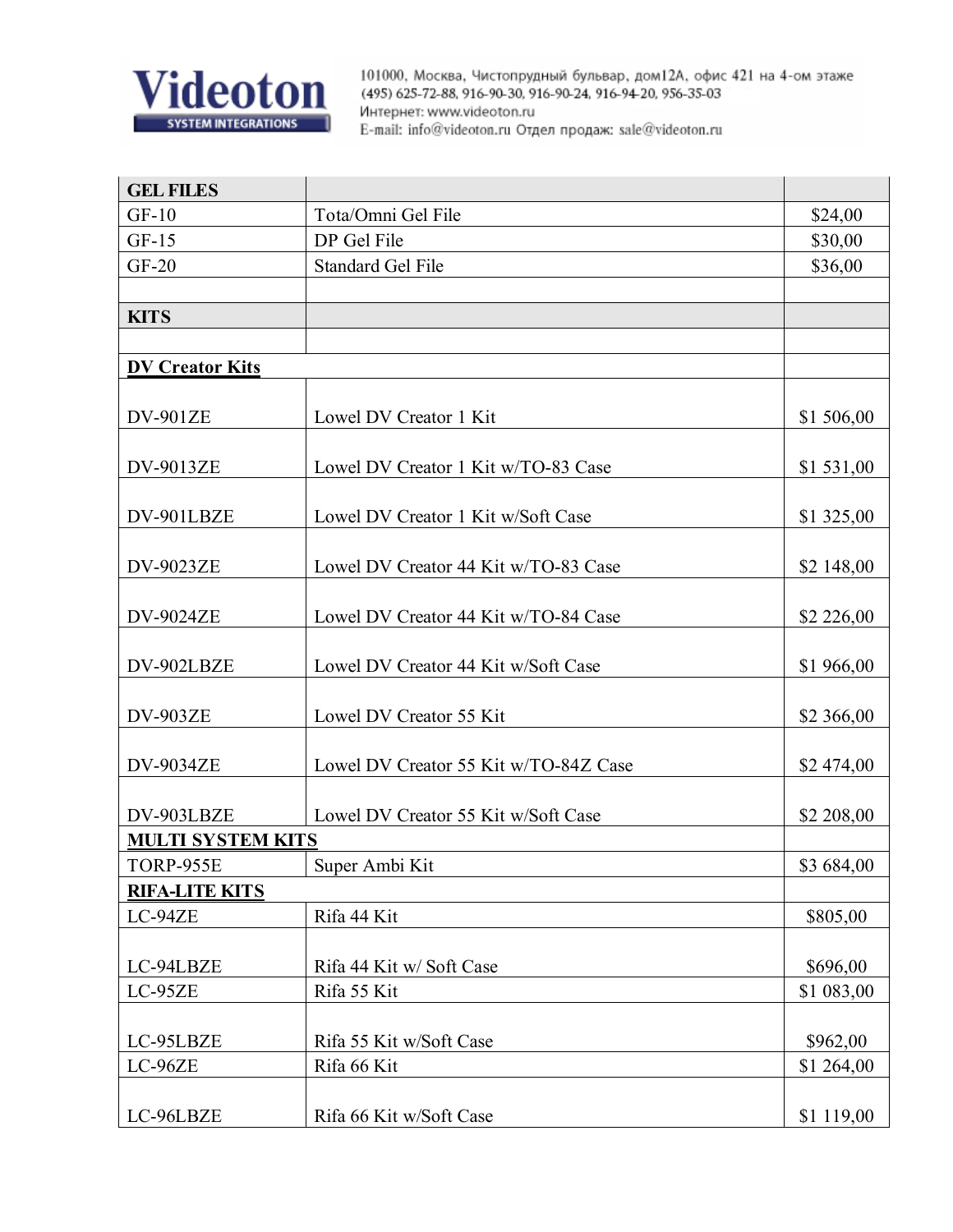**Videoton** SYSTEM INTEGRATIONS

101000, Москва, Чистопрудный бульвар, дом12А, офис 421 на 4-ом этаже
(495) 625-72-88, 916-90-30, 916-90-24, 916-94-20, 956-35-03
Интернет: www.videoton.ru
E-mail: info@videoton.ru Отдел продаж: sale@videoton.ru

| GEL FILES | | |
|---|---|---|
| GF-10 | Tota/Omni Gel File | $24,00 |
| GF-15 | DP Gel File | $30,00 |
| GF-20 | Standard Gel File | $36,00 |
| | | |
| **KITS** | | |
| | | |
| **DV Creator Kits** | | |
| DV-901ZE | Lowel DV Creator 1 Kit | $1 506,00 |
| DV-9013ZE | Lowel DV Creator 1 Kit w/TO-83 Case | $1 531,00 |
| DV-901LBZE | Lowel DV Creator 1 Kit w/Soft Case | $1 325,00 |
| DV-9023ZE | Lowel DV Creator 44 Kit w/TO-83 Case | $2 148,00 |
| DV-9024ZE | Lowel DV Creator 44 Kit w/TO-84 Case | $2 226,00 |
| DV-902LBZE | Lowel DV Creator 44 Kit w/Soft Case | $1 966,00 |
| DV-903ZE | Lowel DV Creator 55 Kit | $2 366,00 |
| DV-9034ZE | Lowel DV Creator 55 Kit w/TO-84Z Case | $2 474,00 |
| DV-903LBZE | Lowel DV Creator 55 Kit w/Soft Case | $2 208,00 |
| **MULTI SYSTEM KITS** | | |
| TORP-955E | Super Ambi Kit | $3 684,00 |
| **RIFA-LITE KITS** | | |
| LC-94ZE | Rifa 44 Kit | $805,00 |
| LC-94LBZE | Rifa 44 Kit w/ Soft Case | $696,00 |
| LC-95ZE | Rifa 55 Kit | $1 083,00 |
| LC-95LBZE | Rifa 55 Kit w/Soft Case | $962,00 |
| LC-96ZE | Rifa 66 Kit | $1 264,00 |
| LC-96LBZE | Rifa 66 Kit w/Soft Case | $1 119,00 |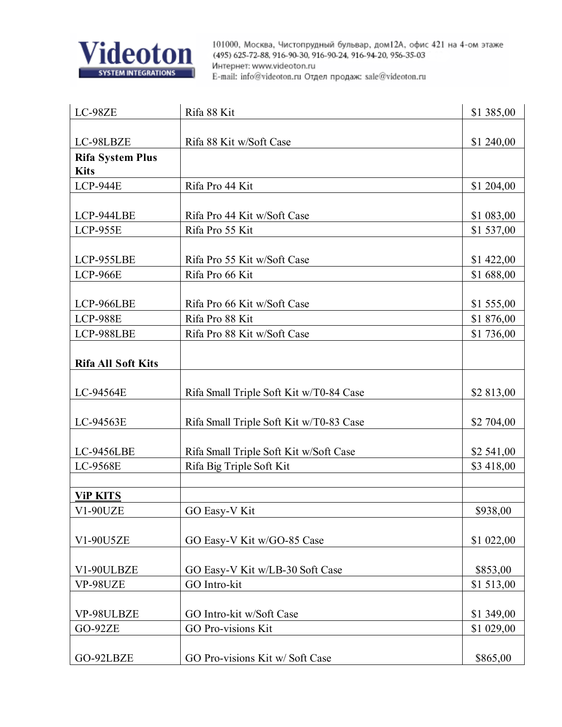| LC-98ZE | Rifa 88 Kit | $1 385,00 |
|---|---|---|
| LC-98LBZE | Rifa 88 Kit w/Soft Case | $1 240,00 |
| **Rifa System Plus Kits** | | |
| LCP-944E | Rifa Pro 44 Kit | $1 204,00 |
| LCP-944LBE | Rifa Pro 44 Kit w/Soft Case | $1 083,00 |
| LCP-955E | Rifa Pro 55 Kit | $1 537,00 |
| LCP-955LBE | Rifa Pro 55 Kit w/Soft Case | $1 422,00 |
| LCP-966E | Rifa Pro 66 Kit | $1 688,00 |
| LCP-966LBE | Rifa Pro 66 Kit w/Soft Case | $1 555,00 |
| LCP-988E | Rifa Pro 88 Kit | $1 876,00 |
| LCP-988LBE | Rifa Pro 88 Kit w/Soft Case | $1 736,00 |
| **Rifa All Soft Kits** | | |
| LC-94564E | Rifa Small Triple Soft Kit w/T0-84 Case | $2 813,00 |
| LC-94563E | Rifa Small Triple Soft Kit w/T0-83 Case | $2 704,00 |
| LC-9456LBE | Rifa Small Triple Soft Kit w/Soft Case | $2 541,00 |
| LC-9568E | Rifa Big Triple Soft Kit | $3 418,00 |
| | | |
| **ViP KITS** | | |
| V1-90UZE | GO Easy-V Kit | $938,00 |
| V1-90U5ZE | GO Easy-V Kit w/GO-85 Case | $1 022,00 |
| V1-90ULBZE | GO Easy-V Kit w/LB-30 Soft Case | $853,00 |
| VP-98UZE | GO Intro-kit | $1 513,00 |
| VP-98ULBZE | GO Intro-kit w/Soft Case | $1 349,00 |
| GO-92ZE | GO Pro-visions Kit | $1 029,00 |
| GO-92LBZE | GO Pro-visions Kit w/ Soft Case | $865,00 |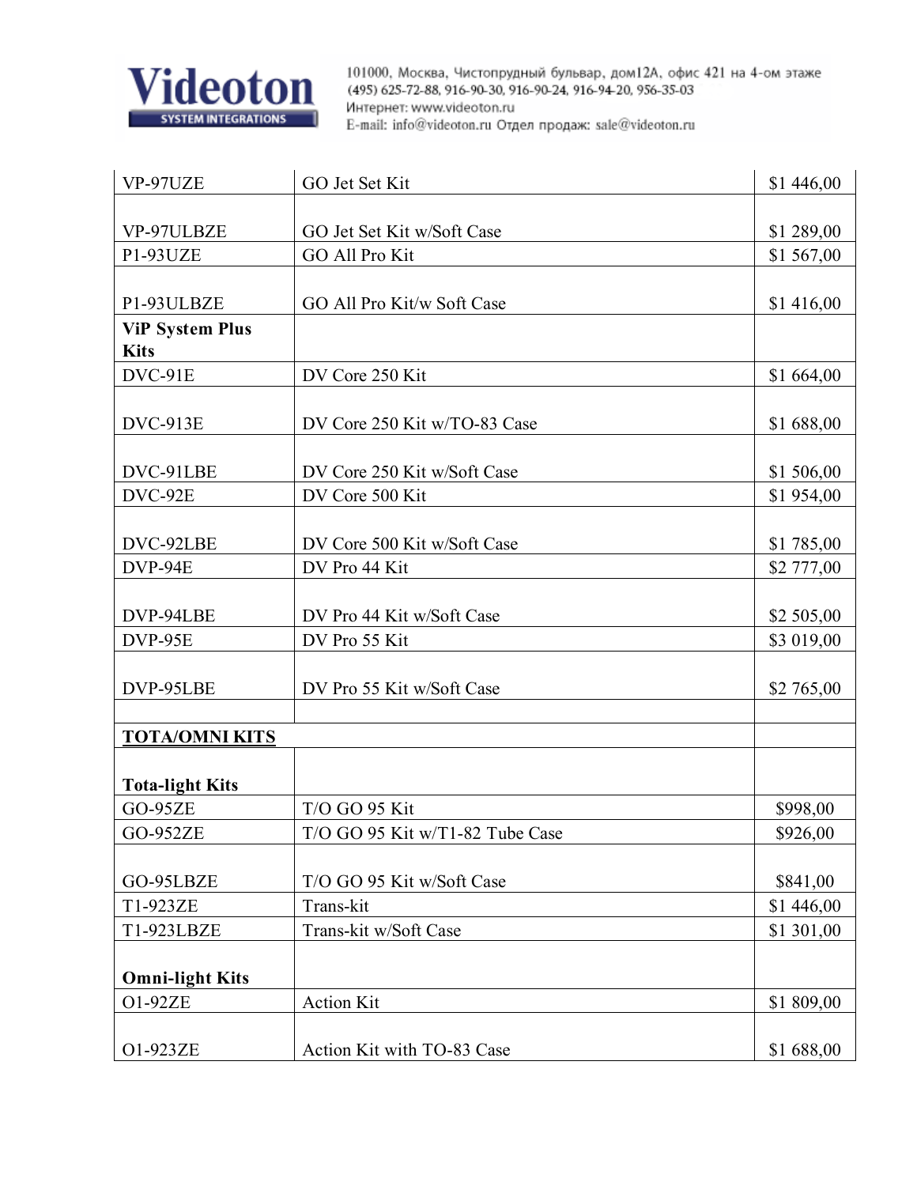| VP-97UZE | GO Jet Set Kit | $1 446,00 |
|---|---|---|
| VP-97ULBZE | GO Jet Set Kit w/Soft Case | $1 289,00 |
| P1-93UZE | GO All Pro Kit | $1 567,00 |
| P1-93ULBZE | GO All Pro Kit/w Soft Case | $1 416,00 |
| **ViP System Plus Kits** | | |
| DVC-91E | DV Core 250 Kit | $1 664,00 |
| DVC-913E | DV Core 250 Kit w/TO-83 Case | $1 688,00 |
| DVC-91LBE | DV Core 250 Kit w/Soft Case | $1 506,00 |
| DVC-92E | DV Core 500 Kit | $1 954,00 |
| DVC-92LBE | DV Core 500 Kit w/Soft Case | $1 785,00 |
| DVP-94E | DV Pro 44 Kit | $2 777,00 |
| DVP-94LBE | DV Pro 44 Kit w/Soft Case | $2 505,00 |
| DVP-95E | DV Pro 55 Kit | $3 019,00 |
| DVP-95LBE | DV Pro 55 Kit w/Soft Case | $2 765,00 |
| | | |
| **TOTA/OMNI KITS** | | |
| **Tota-light Kits** | | |
| GO-95ZE | T/O GO 95 Kit | $998,00 |
| GO-952ZE | T/O GO 95 Kit w/T1-82 Tube Case | $926,00 |
| GO-95LBZE | T/O GO 95 Kit w/Soft Case | $841,00 |
| T1-923ZE | Trans-kit | $1 446,00 |
| T1-923LBZE | Trans-kit w/Soft Case | $1 301,00 |
| **Omni-light Kits** | | |
| O1-92ZE | Action Kit | $1 809,00 |
| O1-923ZE | Action Kit with TO-83 Case | $1 688,00 |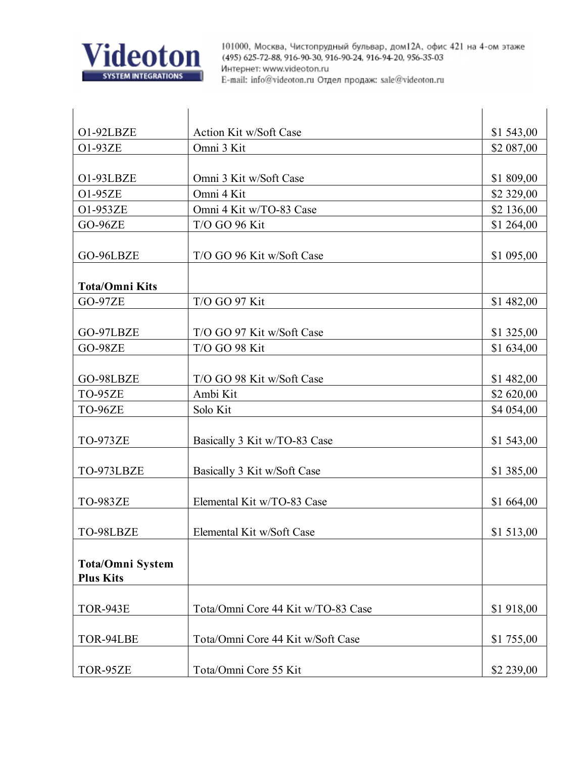| | | |
|---|---|---|
| O1-92LBZE | Action Kit w/Soft Case | $1 543,00 |
| O1-93ZE | Omni 3 Kit | $2 087,00 |
| O1-93LBZE | Omni 3 Kit w/Soft Case | $1 809,00 |
| O1-95ZE | Omni 4 Kit | $2 329,00 |
| O1-953ZE | Omni 4 Kit w/TO-83 Case | $2 136,00 |
| GO-96ZE | T/O GO 96 Kit | $1 264,00 |
| GO-96LBZE | T/O GO 96 Kit w/Soft Case | $1 095,00 |
| **Tota/Omni Kits** | | |
| GO-97ZE | T/O GO 97 Kit | $1 482,00 |
| GO-97LBZE | T/O GO 97 Kit w/Soft Case | $1 325,00 |
| GO-98ZE | T/O GO 98 Kit | $1 634,00 |
| GO-98LBZE | T/O GO 98 Kit w/Soft Case | $1 482,00 |
| TO-95ZE | Ambi Kit | $2 620,00 |
| TO-96ZE | Solo Kit | $4 054,00 |
| TO-973ZE | Basically 3 Kit w/TO-83 Case | $1 543,00 |
| TO-973LBZE | Basically 3 Kit w/Soft Case | $1 385,00 |
| TO-983ZE | Elemental Kit w/TO-83 Case | $1 664,00 |
| TO-98LBZE | Elemental Kit w/Soft Case | $1 513,00 |
| **Tota/Omni System Plus Kits** | | |
| TOR-943E | Tota/Omni Core 44 Kit w/TO-83 Case | $1 918,00 |
| TOR-94LBE | Tota/Omni Core 44 Kit w/Soft Case | $1 755,00 |
| TOR-95ZE | Tota/Omni Core 55 Kit | $2 239,00 |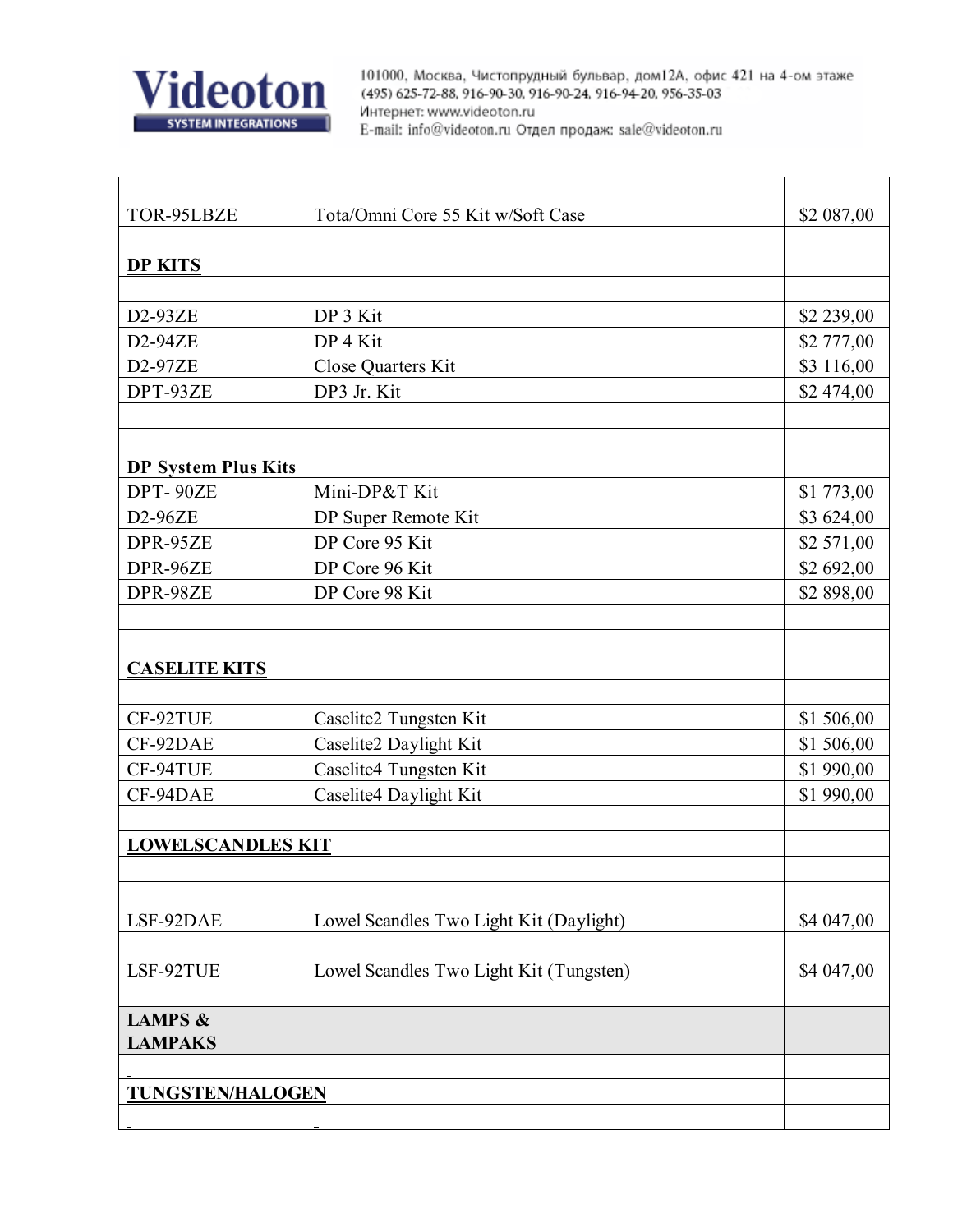| | | |
|---|---|---|
| TOR-95LBZE | Tota/Omni Core 55 Kit w/Soft Case | $2 087,00 |
| | | |
| **DP KITS** | | |
| | | |
| D2-93ZE | DP 3 Kit | $2 239,00 |
| D2-94ZE | DP 4 Kit | $2 777,00 |
| D2-97ZE | Close Quarters Kit | $3 116,00 |
| DPT-93ZE | DP3 Jr. Kit | $2 474,00 |
| | | |
| **DP System Plus Kits** | | |
| DPT- 90ZE | Mini-DP&T Kit | $1 773,00 |
| D2-96ZE | DP Super Remote Kit | $3 624,00 |
| DPR-95ZE | DP Core 95 Kit | $2 571,00 |
| DPR-96ZE | DP Core 96 Kit | $2 692,00 |
| DPR-98ZE | DP Core 98 Kit | $2 898,00 |
| | | |
| **CASELITE KITS** | | |
| | | |
| CF-92TUE | Caselite2 Tungsten Kit | $1 506,00 |
| CF-92DAE | Caselite2 Daylight Kit | $1 506,00 |
| CF-94TUE | Caselite4 Tungsten Kit | $1 990,00 |
| CF-94DAE | Caselite4 Daylight Kit | $1 990,00 |
| | | |
| **LOWELSCANDLES KIT** | | |
| | | |
| LSF-92DAE | Lowel Scandles Two Light Kit (Daylight) | $4 047,00 |
| LSF-92TUE | Lowel Scandles Two Light Kit (Tungsten) | $4 047,00 |
| | | |
| **LAMPS & LAMPAKS** | | |
| | | |
| **TUNGSTEN/HALOGEN** | | |
| | | |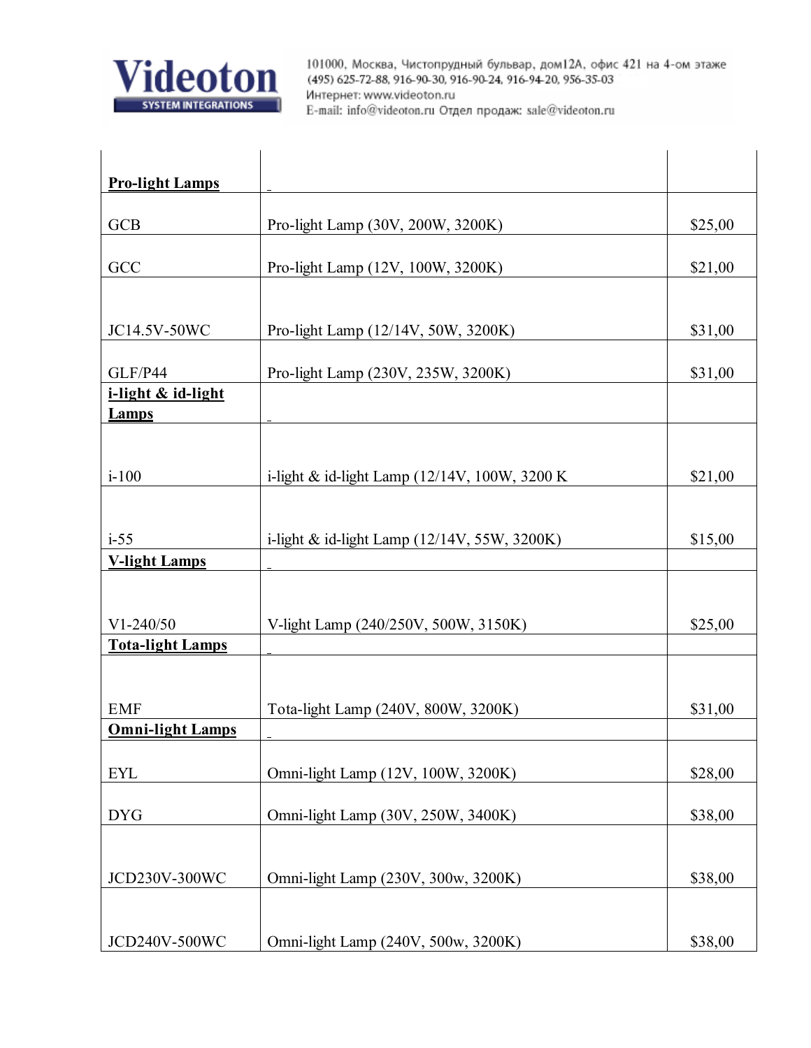| | | |
|---|---|---|
| **Pro-light Lamps** | _ | |
| GCB | Pro-light Lamp (30V, 200W, 3200K) | $25,00 |
| GCC | Pro-light Lamp (12V, 100W, 3200K) | $21,00 |
| JC14.5V-50WC | Pro-light Lamp (12/14V, 50W, 3200K) | $31,00 |
| GLF/P44 | Pro-light Lamp (230V, 235W, 3200K) | $31,00 |
| **i-light & id-light Lamps** | _ | |
| i-100 | i-light & id-light Lamp (12/14V, 100W, 3200 K | $21,00 |
| i-55 | i-light & id-light Lamp (12/14V, 55W, 3200K) | $15,00 |
| **V-light Lamps** | _ | |
| V1-240/50 | V-light Lamp (240/250V, 500W, 3150K) | $25,00 |
| **Tota-light Lamps** | _ | |
| EMF | Tota-light Lamp (240V, 800W, 3200K) | $31,00 |
| **Omni-light Lamps** | _ | |
| EYL | Omni-light Lamp (12V, 100W, 3200K) | $28,00 |
| DYG | Omni-light Lamp (30V, 250W, 3400K) | $38,00 |
| JCD230V-300WC | Omni-light Lamp (230V, 300w, 3200K) | $38,00 |
| JCD240V-500WC | Omni-light Lamp (240V, 500w, 3200K) | $38,00 |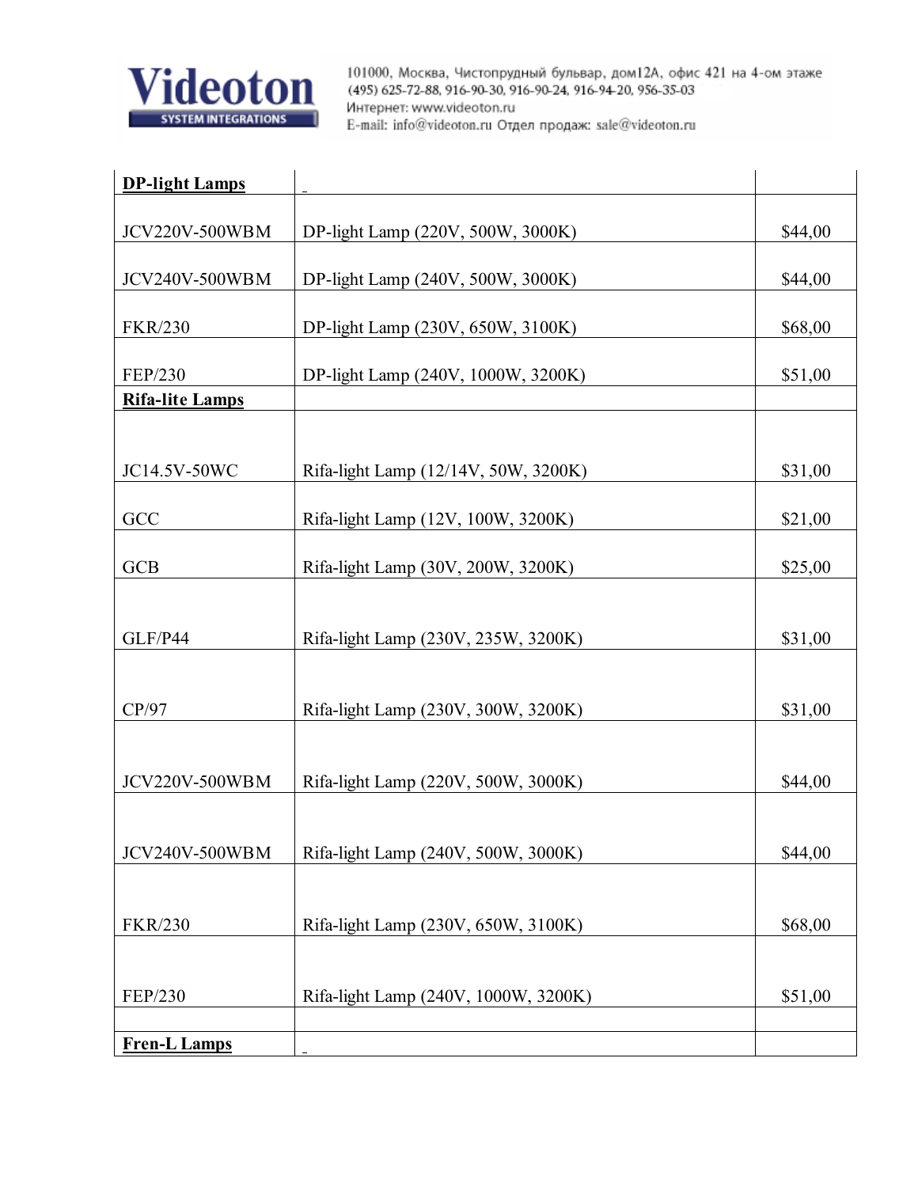| **DP-light Lamps** | | |
|---|---|---|
| JCV220V-500WBM | DP-light Lamp (220V, 500W, 3000K) | $44,00 |
| JCV240V-500WBM | DP-light Lamp (240V, 500W, 3000K) | $44,00 |
| FKR/230 | DP-light Lamp (230V, 650W, 3100K) | $68,00 |
| FEP/230 | DP-light Lamp (240V, 1000W, 3200K) | $51,00 |
| **Rifa-lite Lamps** | | |
| JC14.5V-50WC | Rifa-light Lamp (12/14V, 50W, 3200K) | $31,00 |
| GCC | Rifa-light Lamp (12V, 100W, 3200K) | $21,00 |
| GCB | Rifa-light Lamp (30V, 200W, 3200K) | $25,00 |
| GLF/P44 | Rifa-light Lamp (230V, 235W, 3200K) | $31,00 |
| CP/97 | Rifa-light Lamp (230V, 300W, 3200K) | $31,00 |
| JCV220V-500WBM | Rifa-light Lamp (220V, 500W, 3000K) | $44,00 |
| JCV240V-500WBM | Rifa-light Lamp (240V, 500W, 3000K) | $44,00 |
| FKR/230 | Rifa-light Lamp (230V, 650W, 3100K) | $68,00 |
| FEP/230 | Rifa-light Lamp (240V, 1000W, 3200K) | $51,00 |
| | | |
| **Fren-L Lamps** | | |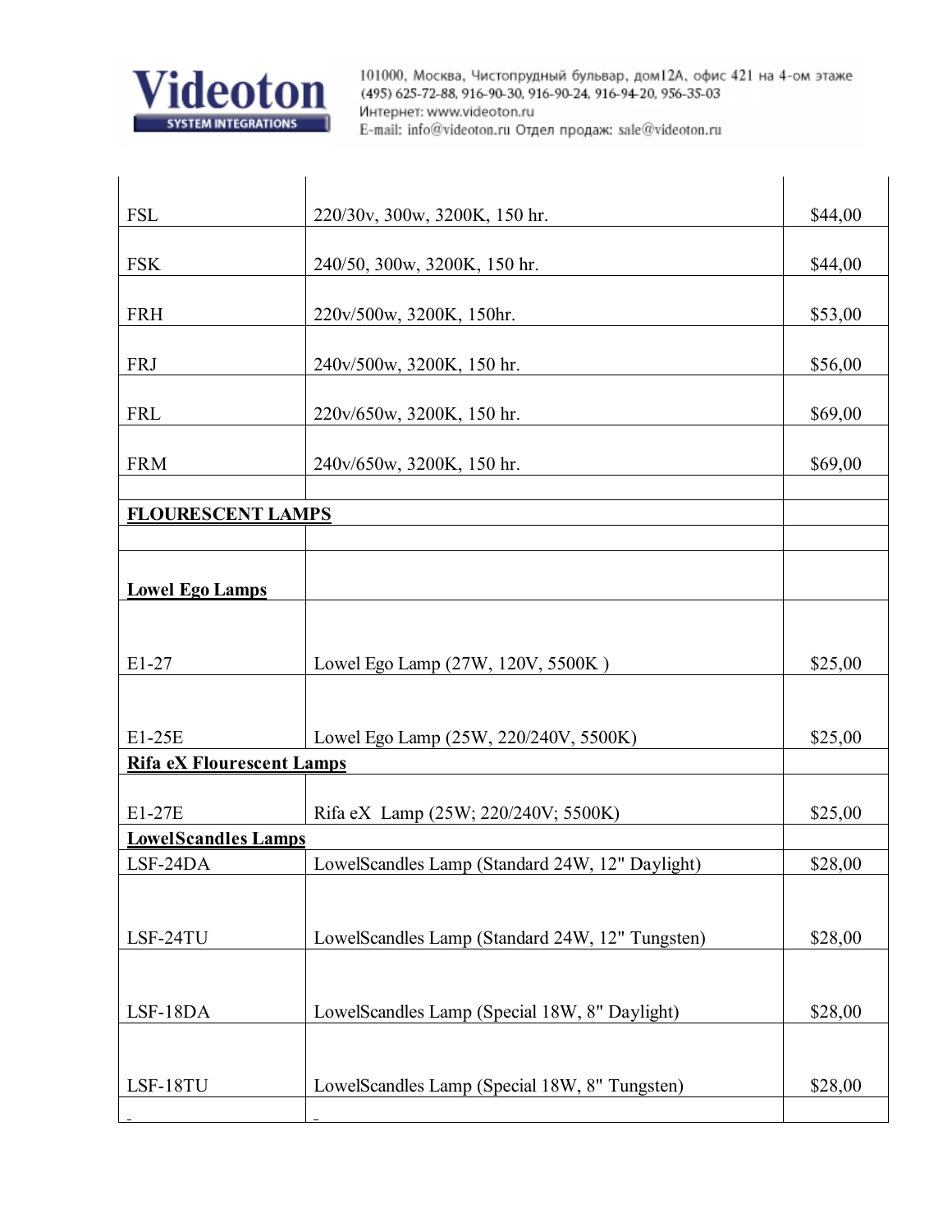| | | |
|---|---|---|
| FSL | 220/30v, 300w, 3200K, 150 hr. | $44,00 |
| FSK | 240/50, 300w, 3200K, 150 hr. | $44,00 |
| FRH | 220v/500w, 3200K, 150hr. | $53,00 |
| FRJ | 240v/500w, 3200K, 150 hr. | $56,00 |
| FRL | 220v/650w, 3200K, 150 hr. | $69,00 |
| FRM | 240v/650w, 3200K, 150 hr. | $69,00 |
| | | |
| **FLOURESCENT LAMPS** | | |
| | | |
| **Lowel Ego Lamps** | | |
| E1-27 | Lowel Ego Lamp (27W, 120V, 5500K ) | $25,00 |
| E1-25E | Lowel Ego Lamp (25W, 220/240V, 5500K) | $25,00 |
| **Rifa eX Flourescent Lamps** | | |
| E1-27E | Rifa eX Lamp (25W; 220/240V; 5500K) | $25,00 |
| **LowelScandles Lamps** | | |
| LSF-24DA | LowelScandles Lamp (Standard 24W, 12" Daylight) | $28,00 |
| LSF-24TU | LowelScandles Lamp (Standard 24W, 12" Tungsten) | $28,00 |
| LSF-18DA | LowelScandles Lamp (Special 18W, 8" Daylight) | $28,00 |
| LSF-18TU | LowelScandles Lamp (Special 18W, 8" Tungsten) | $28,00 |
| | | |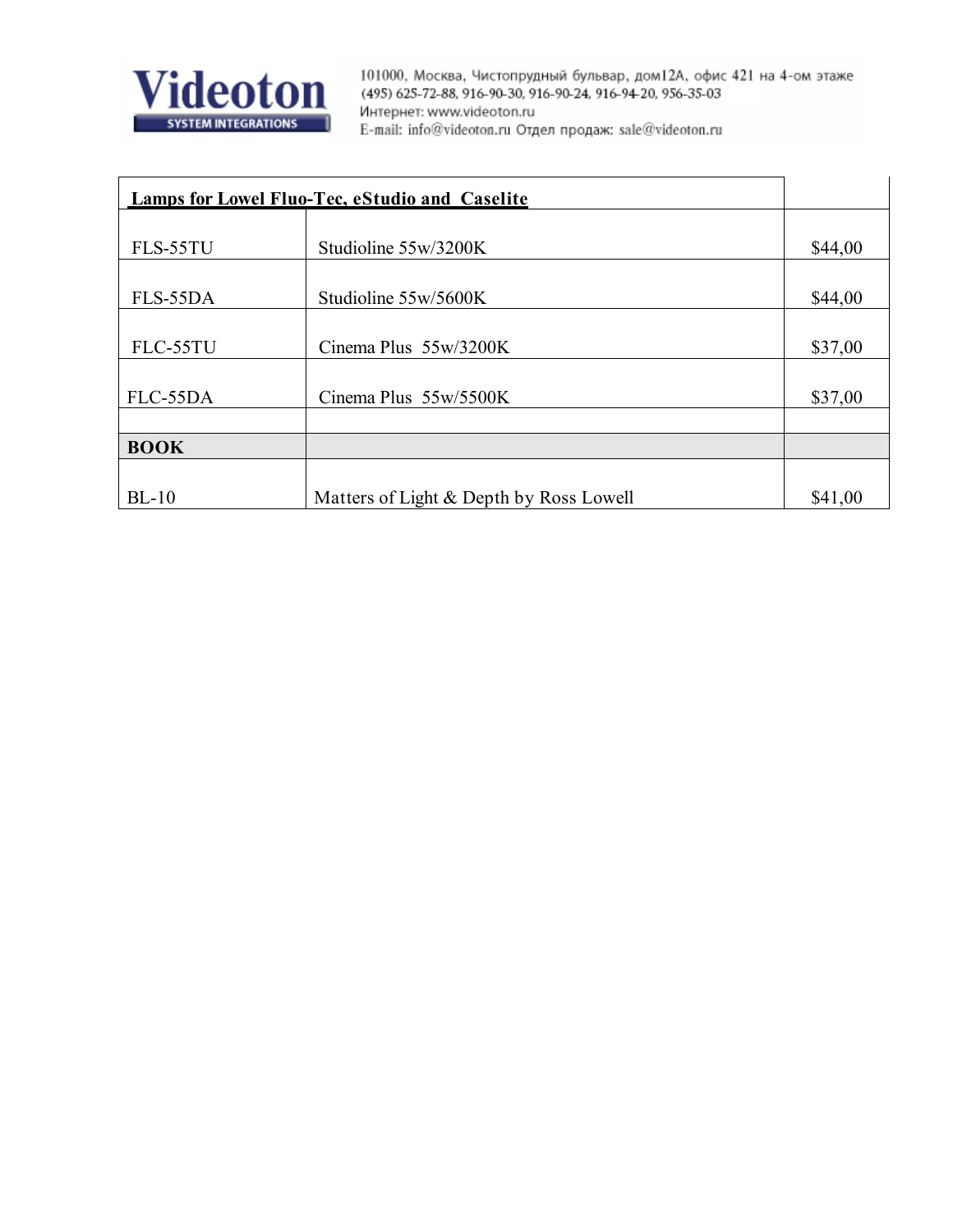| Lamps for Lowel Fluo-Tec, eStudio and Caselite | | |
|---|---|---|
| FLS-55TU | Studioline 55w/3200K | $44,00 |
| FLS-55DA | Studioline 55w/5600K | $44,00 |
| FLC-55TU | Cinema Plus 55w/3200K | $37,00 |
| FLC-55DA | Cinema Plus 55w/5500K | $37,00 |
| | | |
| **BOOK** | | |
| BL-10 | Matters of Light & Depth by Ross Lowell | $41,00 |